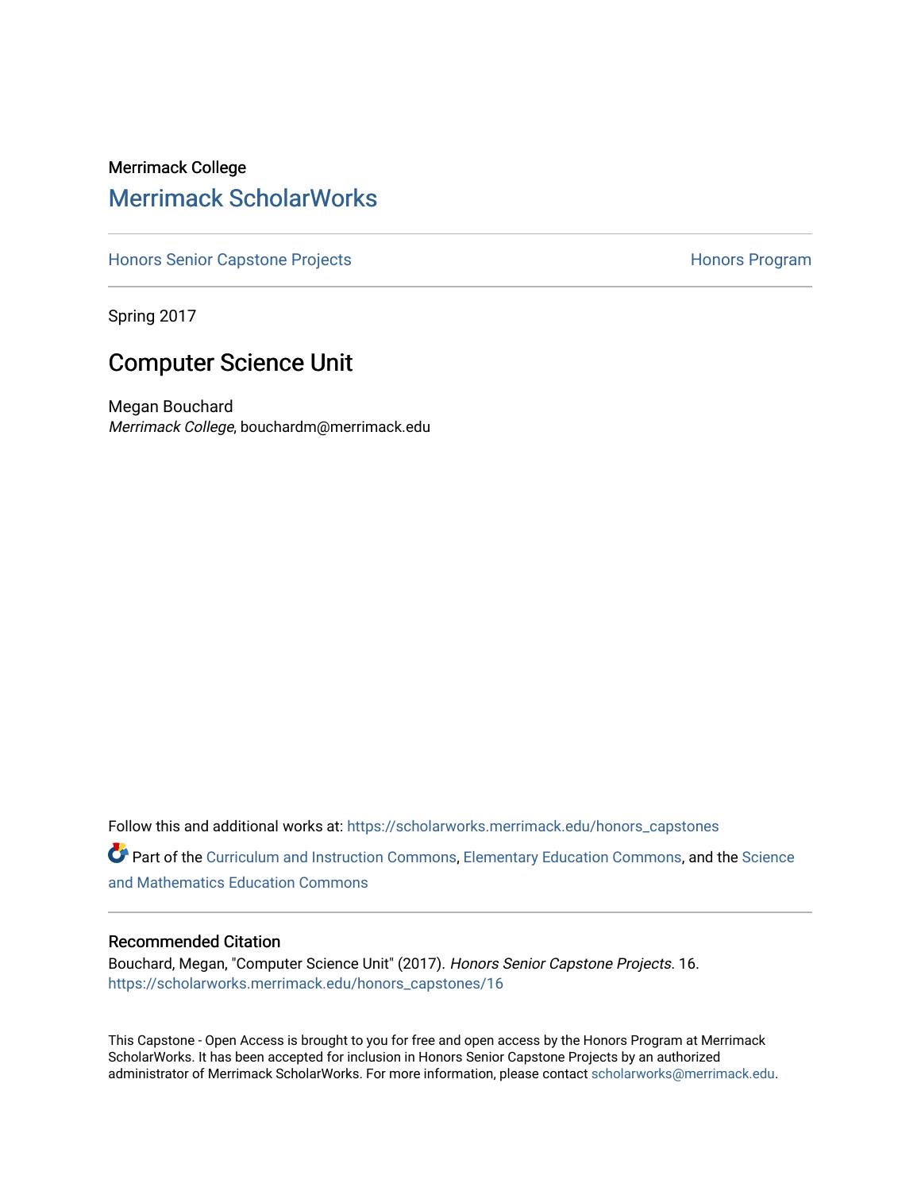Merrimack College

## Merrimack ScholarWorks

Honors Senior Capstone Projects | Honors Program

Spring 2017

# Computer Science Unit

Megan Bouchard
*Merrimack College*, bouchardm@merrimack.edu

Follow this and additional works at: https://scholarworks.merrimack.edu/honors_capstones

Part of the Curriculum and Instruction Commons, Elementary Education Commons, and the Science and Mathematics Education Commons

### Recommended Citation

Bouchard, Megan, "Computer Science Unit" (2017). *Honors Senior Capstone Projects*. 16.
https://scholarworks.merrimack.edu/honors_capstones/16

This Capstone - Open Access is brought to you for free and open access by the Honors Program at Merrimack ScholarWorks. It has been accepted for inclusion in Honors Senior Capstone Projects by an authorized administrator of Merrimack ScholarWorks. For more information, please contact scholarworks@merrimack.edu.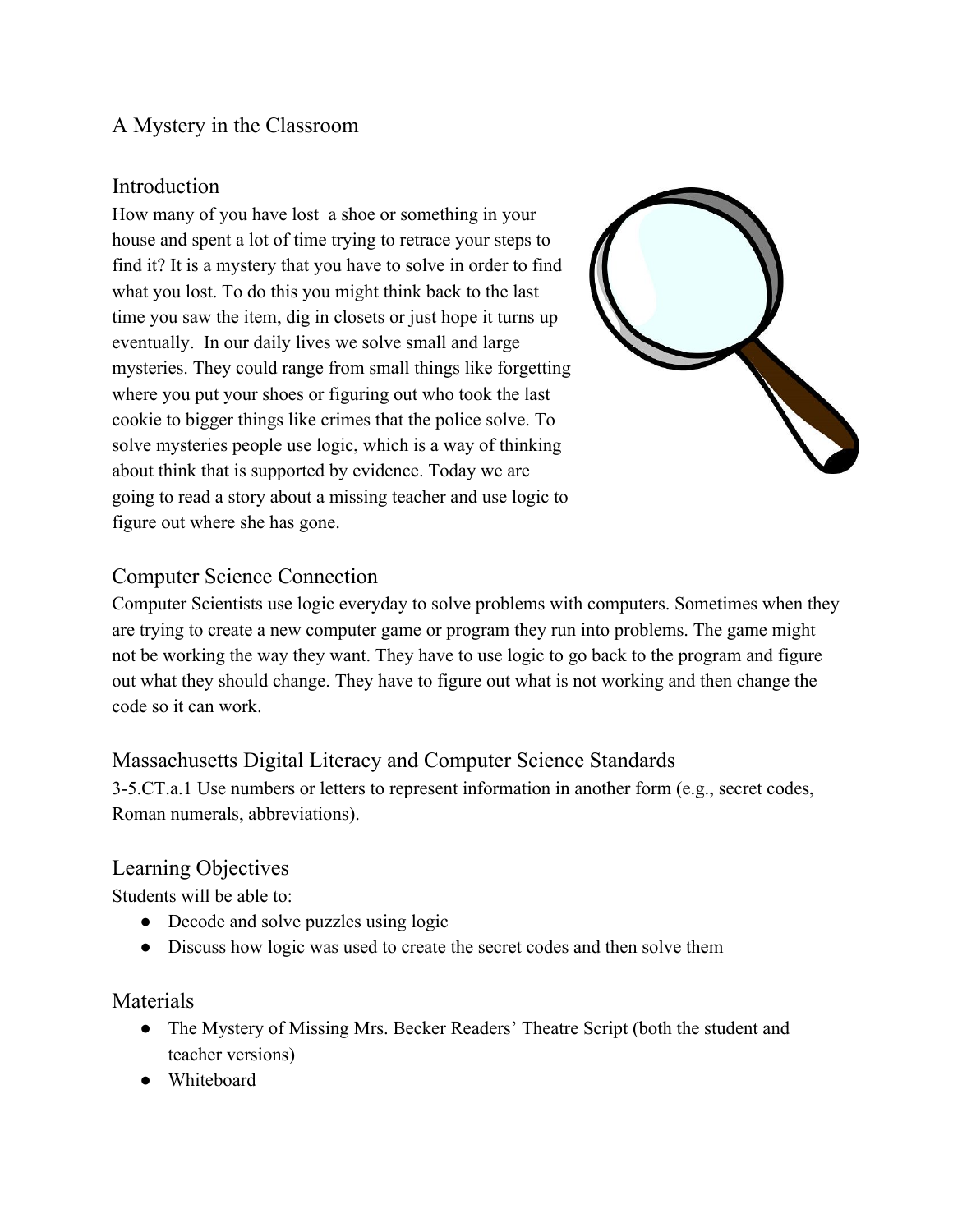# A Mystery in the Classroom

## Introduction

How many of you have lost  a shoe or something in your house and spent a lot of time trying to retrace your steps to find it? It is a mystery that you have to solve in order to find what you lost. To do this you might think back to the last time you saw the item, dig in closets or just hope it turns up eventually.  In our daily lives we solve small and large mysteries. They could range from small things like forgetting where you put your shoes or figuring out who took the last cookie to bigger things like crimes that the police solve. To solve mysteries people use logic, which is a way of thinking about think that is supported by evidence. Today we are going to read a story about a missing teacher and use logic to figure out where she has gone.

## Computer Science Connection

Computer Scientists use logic everyday to solve problems with computers. Sometimes when they are trying to create a new computer game or program they run into problems. The game might not be working the way they want. They have to use logic to go back to the program and figure out what they should change. They have to figure out what is not working and then change the code so it can work.

## Massachusetts Digital Literacy and Computer Science Standards

3-5.CT.a.1 Use numbers or letters to represent information in another form (e.g., secret codes, Roman numerals, abbreviations).

## Learning Objectives

Students will be able to:

- Decode and solve puzzles using logic
- Discuss how logic was used to create the secret codes and then solve them

## Materials

- The Mystery of Missing Mrs. Becker Readers' Theatre Script (both the student and teacher versions)
- Whiteboard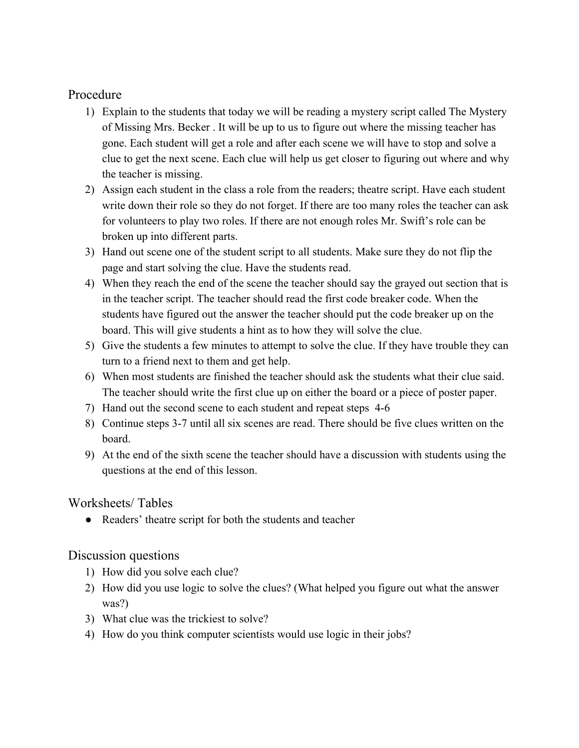## Procedure

1) Explain to the students that today we will be reading a mystery script called The Mystery of Missing Mrs. Becker . It will be up to us to figure out where the missing teacher has gone. Each student will get a role and after each scene we will have to stop and solve a clue to get the next scene. Each clue will help us get closer to figuring out where and why the teacher is missing.
2) Assign each student in the class a role from the readers; theatre script. Have each student write down their role so they do not forget. If there are too many roles the teacher can ask for volunteers to play two roles. If there are not enough roles Mr. Swift's role can be broken up into different parts.
3) Hand out scene one of the student script to all students. Make sure they do not flip the page and start solving the clue. Have the students read.
4) When they reach the end of the scene the teacher should say the grayed out section that is in the teacher script. The teacher should read the first code breaker code. When the students have figured out the answer the teacher should put the code breaker up on the board. This will give students a hint as to how they will solve the clue.
5) Give the students a few minutes to attempt to solve the clue. If they have trouble they can turn to a friend next to them and get help.
6) When most students are finished the teacher should ask the students what their clue said. The teacher should write the first clue up on either the board or a piece of poster paper.
7) Hand out the second scene to each student and repeat steps 4-6
8) Continue steps 3-7 until all six scenes are read. There should be five clues written on the board.
9) At the end of the sixth scene the teacher should have a discussion with students using the questions at the end of this lesson.

## Worksheets/ Tables

- Readers' theatre script for both the students and teacher

## Discussion questions

1) How did you solve each clue?
2) How did you use logic to solve the clues? (What helped you figure out what the answer was?)
3) What clue was the trickiest to solve?
4) How do you think computer scientists would use logic in their jobs?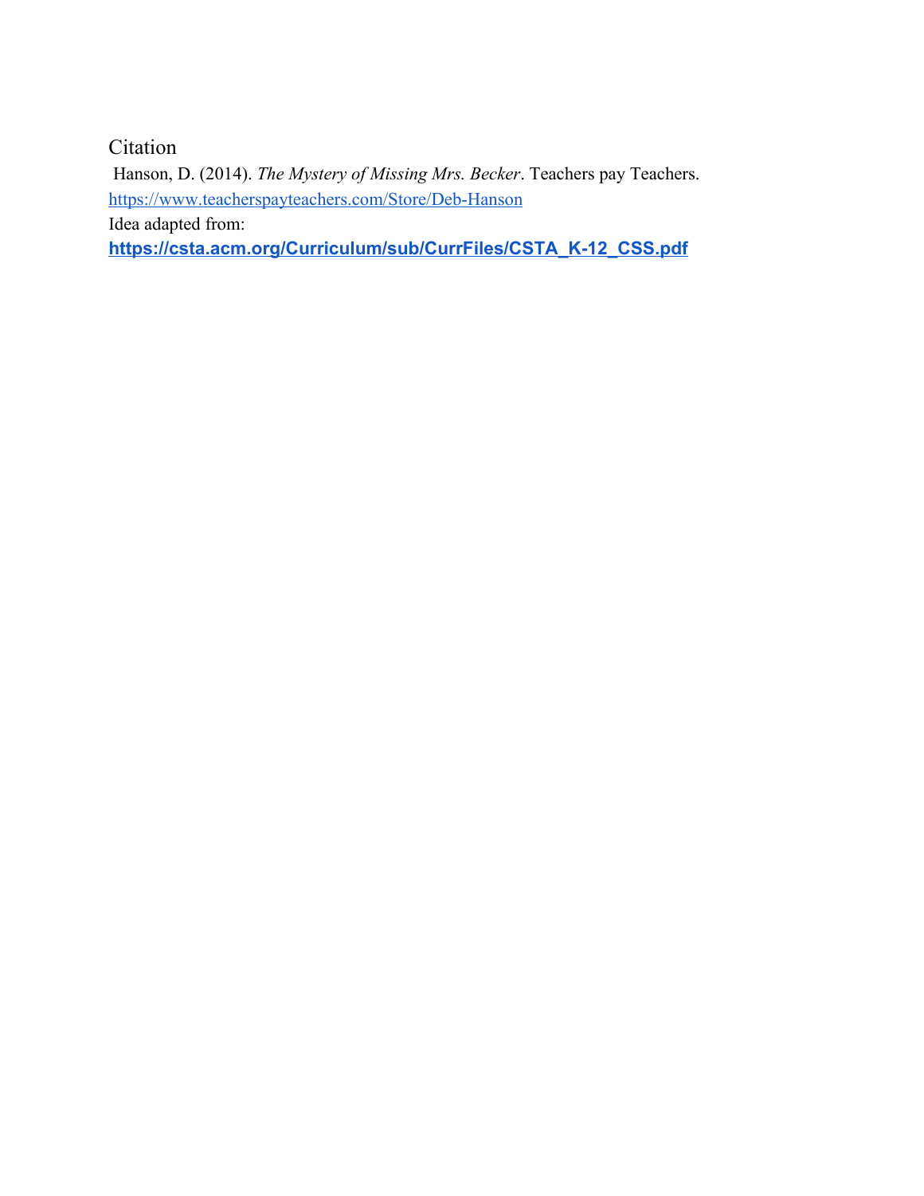## Citation

Hanson, D. (2014). *The Mystery of Missing Mrs. Becker*. Teachers pay Teachers. https://www.teacherspayteachers.com/Store/Deb-Hanson

Idea adapted from:

**https://csta.acm.org/Curriculum/sub/CurrFiles/CSTA_K-12_CSS.pdf**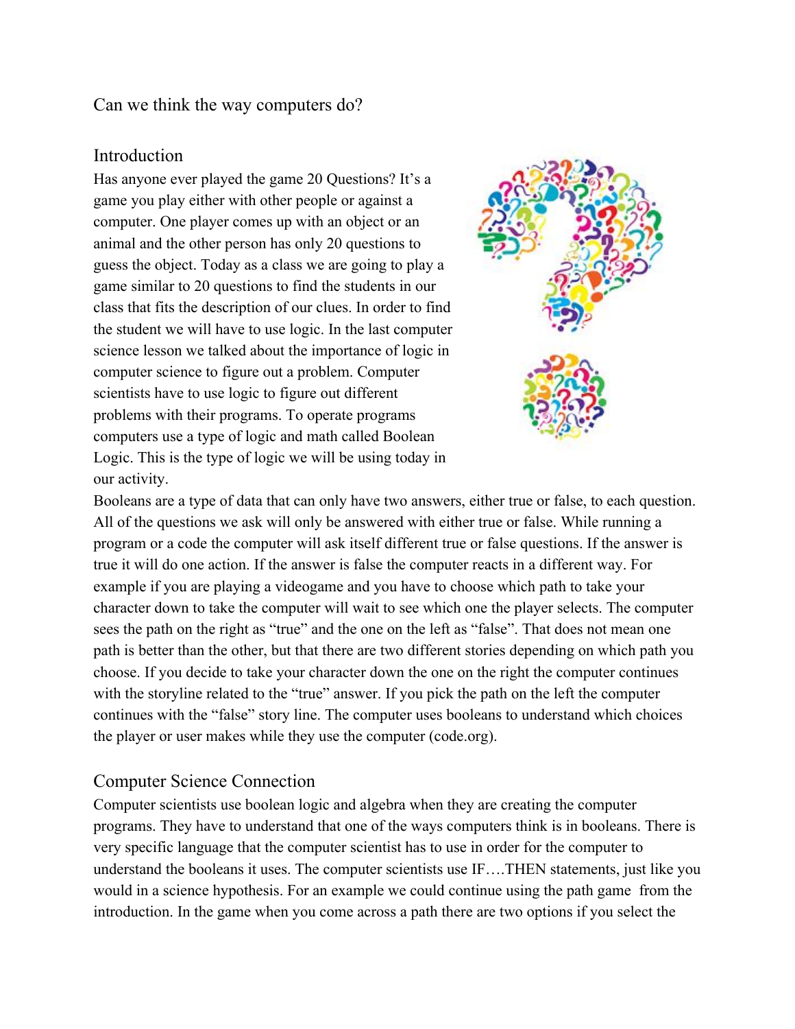Can we think the way computers do?

## Introduction

Has anyone ever played the game 20 Questions? It's a game you play either with other people or against a computer. One player comes up with an object or an animal and the other person has only 20 questions to guess the object. Today as a class we are going to play a game similar to 20 questions to find the students in our class that fits the description of our clues. In order to find the student we will have to use logic. In the last computer science lesson we talked about the importance of logic in computer science to figure out a problem. Computer scientists have to use logic to figure out different problems with their programs. To operate programs computers use a type of logic and math called Boolean Logic. This is the type of logic we will be using today in our activity.

Booleans are a type of data that can only have two answers, either true or false, to each question. All of the questions we ask will only be answered with either true or false. While running a program or a code the computer will ask itself different true or false questions. If the answer is true it will do one action. If the answer is false the computer reacts in a different way. For example if you are playing a videogame and you have to choose which path to take your character down to take the computer will wait to see which one the player selects. The computer sees the path on the right as "true" and the one on the left as "false". That does not mean one path is better than the other, but that there are two different stories depending on which path you choose. If you decide to take your character down the one on the right the computer continues with the storyline related to the "true" answer. If you pick the path on the left the computer continues with the "false" story line. The computer uses booleans to understand which choices the player or user makes while they use the computer (code.org).

## Computer Science Connection

Computer scientists use boolean logic and algebra when they are creating the computer programs. They have to understand that one of the ways computers think is in booleans. There is very specific language that the computer scientist has to use in order for the computer to understand the booleans it uses. The computer scientists use IF….THEN statements, just like you would in a science hypothesis. For an example we could continue using the path game from the introduction. In the game when you come across a path there are two options if you select the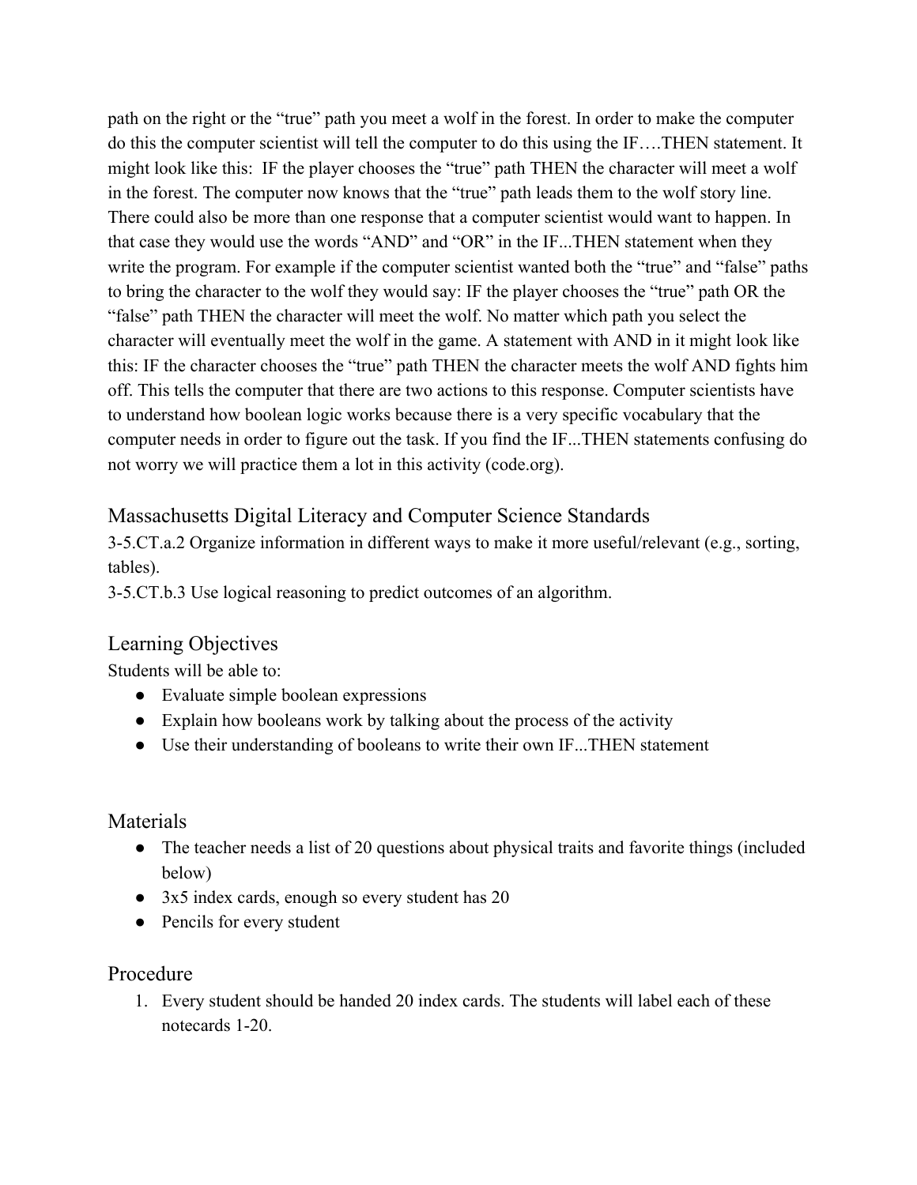path on the right or the "true" path you meet a wolf in the forest. In order to make the computer do this the computer scientist will tell the computer to do this using the IF….THEN statement. It might look like this: IF the player chooses the "true" path THEN the character will meet a wolf in the forest. The computer now knows that the "true" path leads them to the wolf story line. There could also be more than one response that a computer scientist would want to happen. In that case they would use the words "AND" and "OR" in the IF...THEN statement when they write the program. For example if the computer scientist wanted both the "true" and "false" paths to bring the character to the wolf they would say: IF the player chooses the "true" path OR the "false" path THEN the character will meet the wolf. No matter which path you select the character will eventually meet the wolf in the game. A statement with AND in it might look like this: IF the character chooses the "true" path THEN the character meets the wolf AND fights him off. This tells the computer that there are two actions to this response. Computer scientists have to understand how boolean logic works because there is a very specific vocabulary that the computer needs in order to figure out the task. If you find the IF...THEN statements confusing do not worry we will practice them a lot in this activity (code.org).

## Massachusetts Digital Literacy and Computer Science Standards

3-5.CT.a.2 Organize information in different ways to make it more useful/relevant (e.g., sorting, tables).

3-5.CT.b.3 Use logical reasoning to predict outcomes of an algorithm.

## Learning Objectives

Students will be able to:

- Evaluate simple boolean expressions
- Explain how booleans work by talking about the process of the activity
- Use their understanding of booleans to write their own IF...THEN statement

## Materials

- The teacher needs a list of 20 questions about physical traits and favorite things (included below)
- 3x5 index cards, enough so every student has 20
- Pencils for every student

## Procedure

1. Every student should be handed 20 index cards. The students will label each of these notecards 1-20.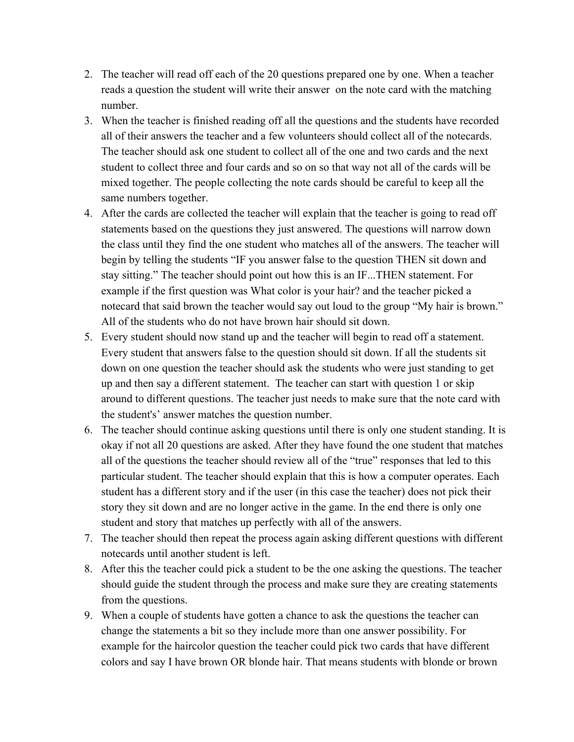2. The teacher will read off each of the 20 questions prepared one by one. When a teacher reads a question the student will write their answer  on the note card with the matching number.
3. When the teacher is finished reading off all the questions and the students have recorded all of their answers the teacher and a few volunteers should collect all of the notecards. The teacher should ask one student to collect all of the one and two cards and the next student to collect three and four cards and so on so that way not all of the cards will be mixed together. The people collecting the note cards should be careful to keep all the same numbers together.
4. After the cards are collected the teacher will explain that the teacher is going to read off statements based on the questions they just answered. The questions will narrow down the class until they find the one student who matches all of the answers. The teacher will begin by telling the students "IF you answer false to the question THEN sit down and stay sitting." The teacher should point out how this is an IF...THEN statement. For example if the first question was What color is your hair? and the teacher picked a notecard that said brown the teacher would say out loud to the group "My hair is brown." All of the students who do not have brown hair should sit down.
5. Every student should now stand up and the teacher will begin to read off a statement. Every student that answers false to the question should sit down. If all the students sit down on one question the teacher should ask the students who were just standing to get up and then say a different statement.  The teacher can start with question 1 or skip around to different questions. The teacher just needs to make sure that the note card with the student's' answer matches the question number.
6. The teacher should continue asking questions until there is only one student standing. It is okay if not all 20 questions are asked. After they have found the one student that matches all of the questions the teacher should review all of the "true" responses that led to this particular student. The teacher should explain that this is how a computer operates. Each student has a different story and if the user (in this case the teacher) does not pick their story they sit down and are no longer active in the game. In the end there is only one student and story that matches up perfectly with all of the answers.
7. The teacher should then repeat the process again asking different questions with different notecards until another student is left.
8. After this the teacher could pick a student to be the one asking the questions. The teacher should guide the student through the process and make sure they are creating statements from the questions.
9. When a couple of students have gotten a chance to ask the questions the teacher can change the statements a bit so they include more than one answer possibility. For example for the haircolor question the teacher could pick two cards that have different colors and say I have brown OR blonde hair. That means students with blonde or brown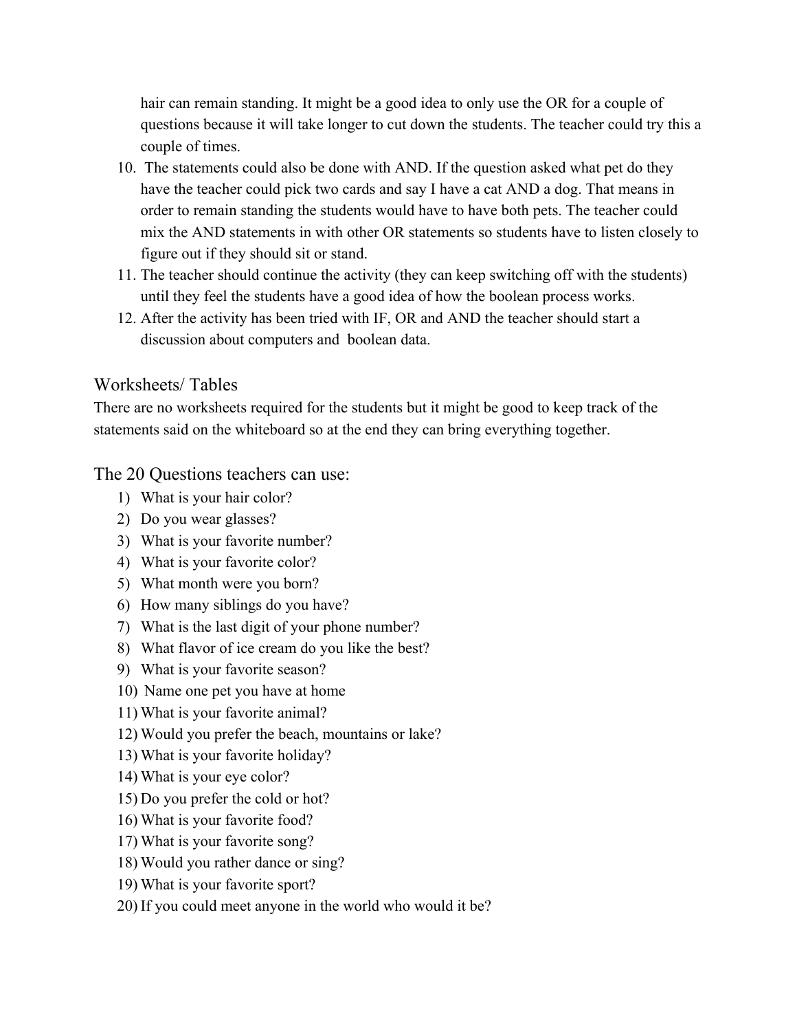hair can remain standing. It might be a good idea to only use the OR for a couple of questions because it will take longer to cut down the students. The teacher could try this a couple of times.

10. The statements could also be done with AND. If the question asked what pet do they have the teacher could pick two cards and say I have a cat AND a dog. That means in order to remain standing the students would have to have both pets. The teacher could mix the AND statements in with other OR statements so students have to listen closely to figure out if they should sit or stand.
11. The teacher should continue the activity (they can keep switching off with the students) until they feel the students have a good idea of how the boolean process works.
12. After the activity has been tried with IF, OR and AND the teacher should start a discussion about computers and boolean data.

## Worksheets/ Tables

There are no worksheets required for the students but it might be good to keep track of the statements said on the whiteboard so at the end they can bring everything together.

## The 20 Questions teachers can use:

1) What is your hair color?
2) Do you wear glasses?
3) What is your favorite number?
4) What is your favorite color?
5) What month were you born?
6) How many siblings do you have?
7) What is the last digit of your phone number?
8) What flavor of ice cream do you like the best?
9) What is your favorite season?
10) Name one pet you have at home
11) What is your favorite animal?
12) Would you prefer the beach, mountains or lake?
13) What is your favorite holiday?
14) What is your eye color?
15) Do you prefer the cold or hot?
16) What is your favorite food?
17) What is your favorite song?
18) Would you rather dance or sing?
19) What is your favorite sport?
20) If you could meet anyone in the world who would it be?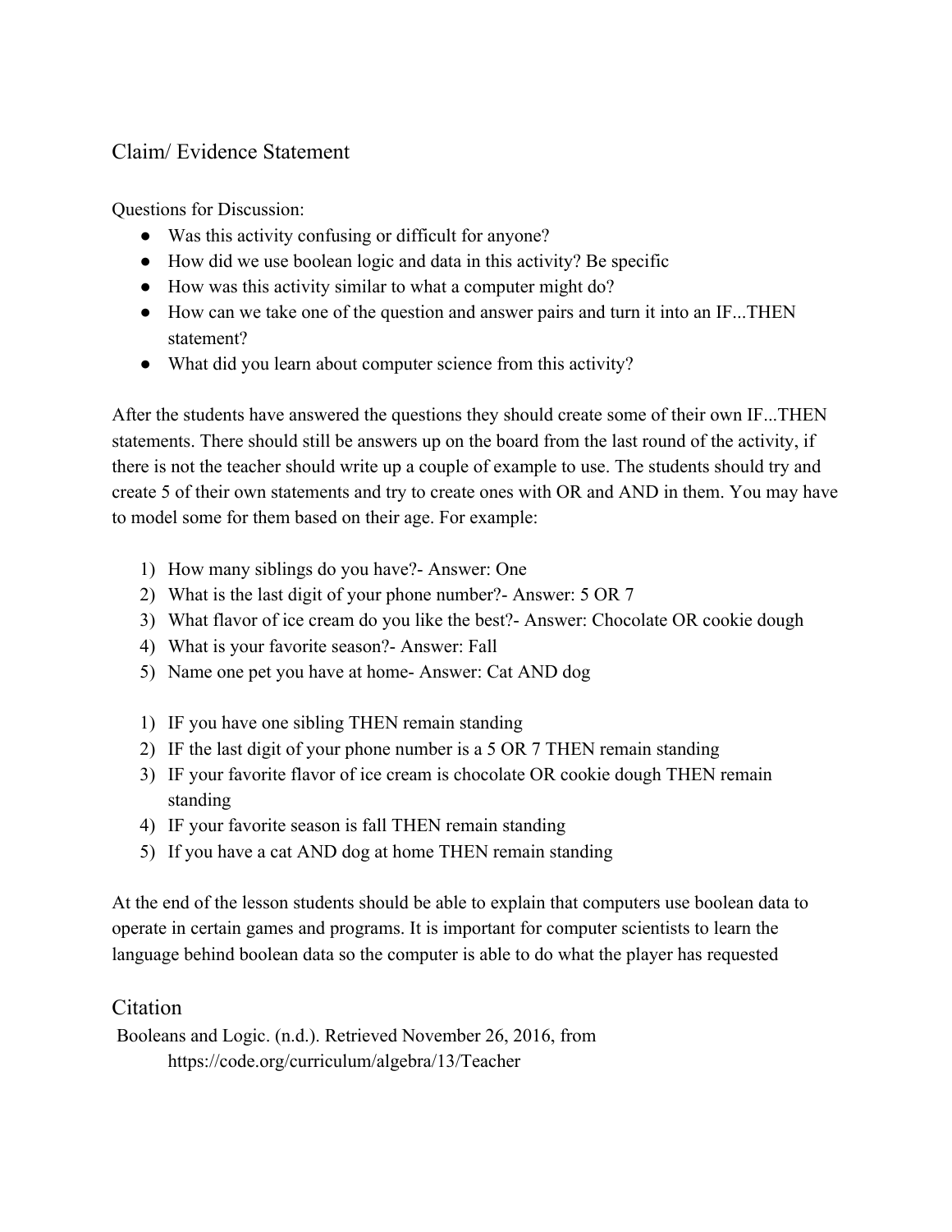## Claim/ Evidence Statement

Questions for Discussion:

- Was this activity confusing or difficult for anyone?
- How did we use boolean logic and data in this activity? Be specific
- How was this activity similar to what a computer might do?
- How can we take one of the question and answer pairs and turn it into an IF...THEN statement?
- What did you learn about computer science from this activity?

After the students have answered the questions they should create some of their own IF...THEN statements. There should still be answers up on the board from the last round of the activity, if there is not the teacher should write up a couple of example to use. The students should try and create 5 of their own statements and try to create ones with OR and AND in them. You may have to model some for them based on their age. For example:

1) How many siblings do you have?- Answer: One
2) What is the last digit of your phone number?- Answer: 5 OR 7
3) What flavor of ice cream do you like the best?- Answer: Chocolate OR cookie dough
4) What is your favorite season?- Answer: Fall
5) Name one pet you have at home- Answer: Cat AND dog

1) IF you have one sibling THEN remain standing
2) IF the last digit of your phone number is a 5 OR 7 THEN remain standing
3) IF your favorite flavor of ice cream is chocolate OR cookie dough THEN remain standing
4) IF your favorite season is fall THEN remain standing
5) If you have a cat AND dog at home THEN remain standing

At the end of the lesson students should be able to explain that computers use boolean data to operate in certain games and programs. It is important for computer scientists to learn the language behind boolean data so the computer is able to do what the player has requested

## Citation

Booleans and Logic. (n.d.). Retrieved November 26, 2016, from https://code.org/curriculum/algebra/13/Teacher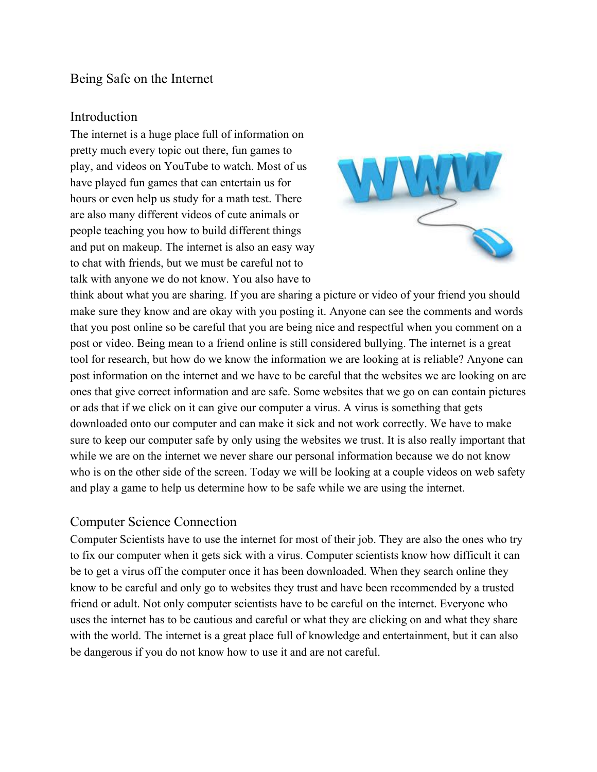# Being Safe on the Internet

## Introduction

The internet is a huge place full of information on pretty much every topic out there, fun games to play, and videos on YouTube to watch. Most of us have played fun games that can entertain us for hours or even help us study for a math test. There are also many different videos of cute animals or people teaching you how to build different things and put on makeup. The internet is also an easy way to chat with friends, but we must be careful not to talk with anyone we do not know. You also have to think about what you are sharing. If you are sharing a picture or video of your friend you should make sure they know and are okay with you posting it. Anyone can see the comments and words that you post online so be careful that you are being nice and respectful when you comment on a post or video. Being mean to a friend online is still considered bullying. The internet is a great tool for research, but how do we know the information we are looking at is reliable? Anyone can post information on the internet and we have to be careful that the websites we are looking on are ones that give correct information and are safe. Some websites that we go on can contain pictures or ads that if we click on it can give our computer a virus. A virus is something that gets downloaded onto our computer and can make it sick and not work correctly. We have to make sure to keep our computer safe by only using the websites we trust. It is also really important that while we are on the internet we never share our personal information because we do not know who is on the other side of the screen. Today we will be looking at a couple videos on web safety and play a game to help us determine how to be safe while we are using the internet.

## Computer Science Connection

Computer Scientists have to use the internet for most of their job. They are also the ones who try to fix our computer when it gets sick with a virus. Computer scientists know how difficult it can be to get a virus off the computer once it has been downloaded. When they search online they know to be careful and only go to websites they trust and have been recommended by a trusted friend or adult. Not only computer scientists have to be careful on the internet. Everyone who uses the internet has to be cautious and careful or what they are clicking on and what they share with the world. The internet is a great place full of knowledge and entertainment, but it can also be dangerous if you do not know how to use it and are not careful.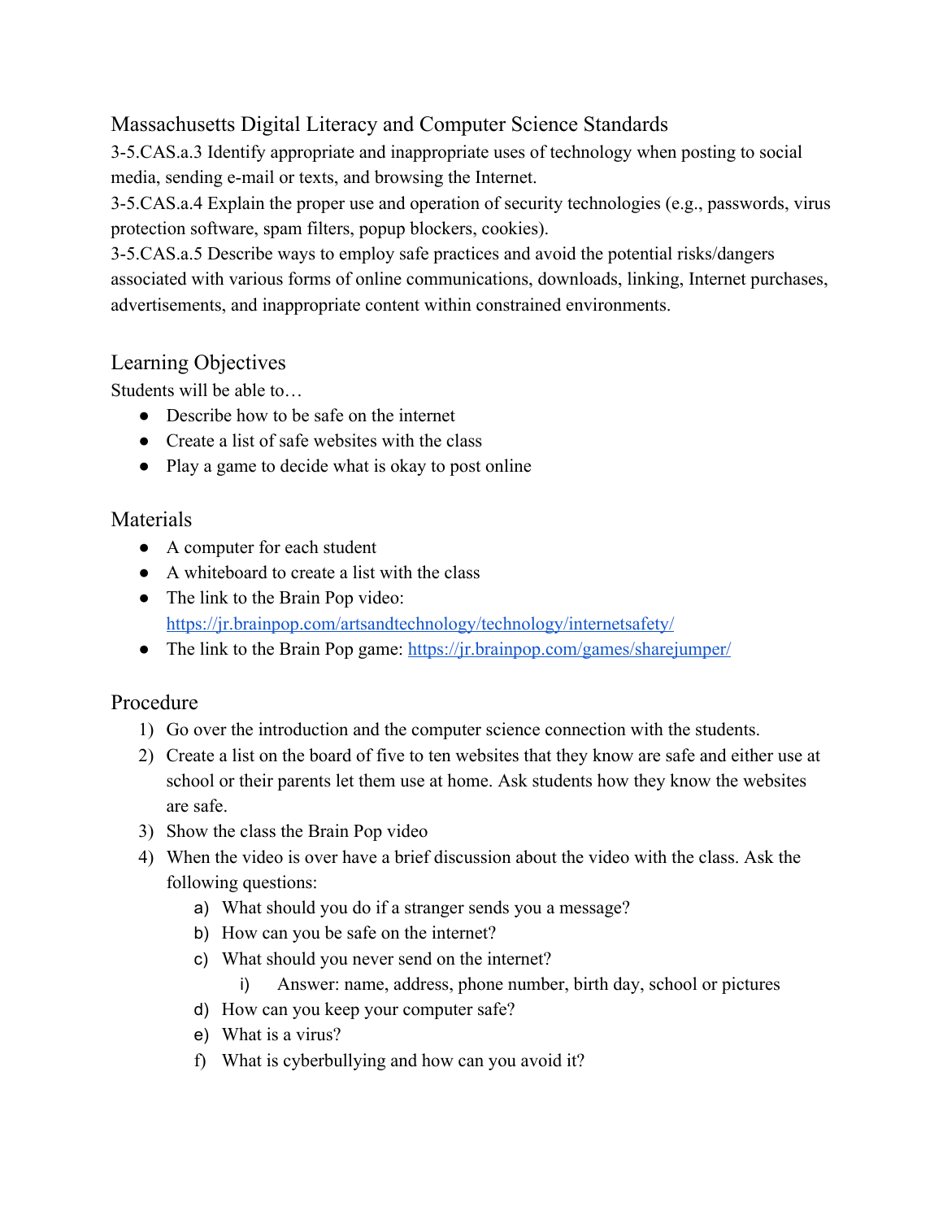## Massachusetts Digital Literacy and Computer Science Standards

3-5.CAS.a.3 Identify appropriate and inappropriate uses of technology when posting to social media, sending e-mail or texts, and browsing the Internet.

3-5.CAS.a.4 Explain the proper use and operation of security technologies (e.g., passwords, virus protection software, spam filters, popup blockers, cookies).

3-5.CAS.a.5 Describe ways to employ safe practices and avoid the potential risks/dangers associated with various forms of online communications, downloads, linking, Internet purchases, advertisements, and inappropriate content within constrained environments.

## Learning Objectives

Students will be able to…

- Describe how to be safe on the internet
- Create a list of safe websites with the class
- Play a game to decide what is okay to post online

## Materials

- A computer for each student
- A whiteboard to create a list with the class
- The link to the Brain Pop video: https://jr.brainpop.com/artsandtechnology/technology/internetsafety/
- The link to the Brain Pop game: https://jr.brainpop.com/games/sharejumper/

## Procedure

1) Go over the introduction and the computer science connection with the students.
2) Create a list on the board of five to ten websites that they know are safe and either use at school or their parents let them use at home. Ask students how they know the websites are safe.
3) Show the class the Brain Pop video
4) When the video is over have a brief discussion about the video with the class. Ask the following questions:
   a) What should you do if a stranger sends you a message?
   b) How can you be safe on the internet?
   c) What should you never send on the internet?
      i) Answer: name, address, phone number, birth day, school or pictures
   d) How can you keep your computer safe?
   e) What is a virus?
   f) What is cyberbullying and how can you avoid it?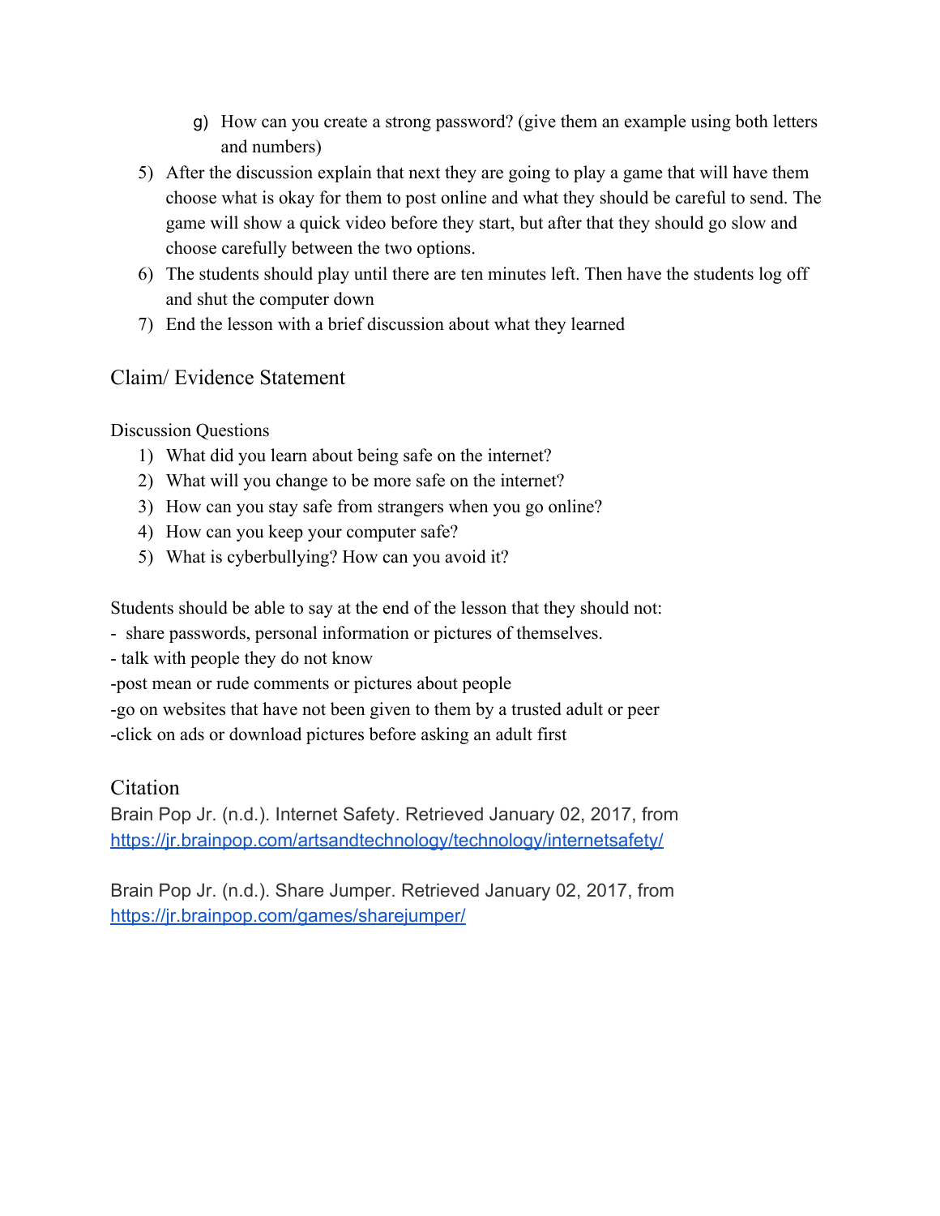g) How can you create a strong password? (give them an example using both letters and numbers)

5) After the discussion explain that next they are going to play a game that will have them choose what is okay for them to post online and what they should be careful to send. The game will show a quick video before they start, but after that they should go slow and choose carefully between the two options.
6) The students should play until there are ten minutes left. Then have the students log off and shut the computer down
7) End the lesson with a brief discussion about what they learned

## Claim/ Evidence Statement

Discussion Questions

1) What did you learn about being safe on the internet?
2) What will you change to be more safe on the internet?
3) How can you stay safe from strangers when you go online?
4) How can you keep your computer safe?
5) What is cyberbullying? How can you avoid it?

Students should be able to say at the end of the lesson that they should not:

- share passwords, personal information or pictures of themselves.
- talk with people they do not know
- post mean or rude comments or pictures about people
- go on websites that have not been given to them by a trusted adult or peer
- click on ads or download pictures before asking an adult first

## Citation

Brain Pop Jr. (n.d.). Internet Safety. Retrieved January 02, 2017, from https://jr.brainpop.com/artsandtechnology/technology/internetsafety/

Brain Pop Jr. (n.d.). Share Jumper. Retrieved January 02, 2017, from https://jr.brainpop.com/games/sharejumper/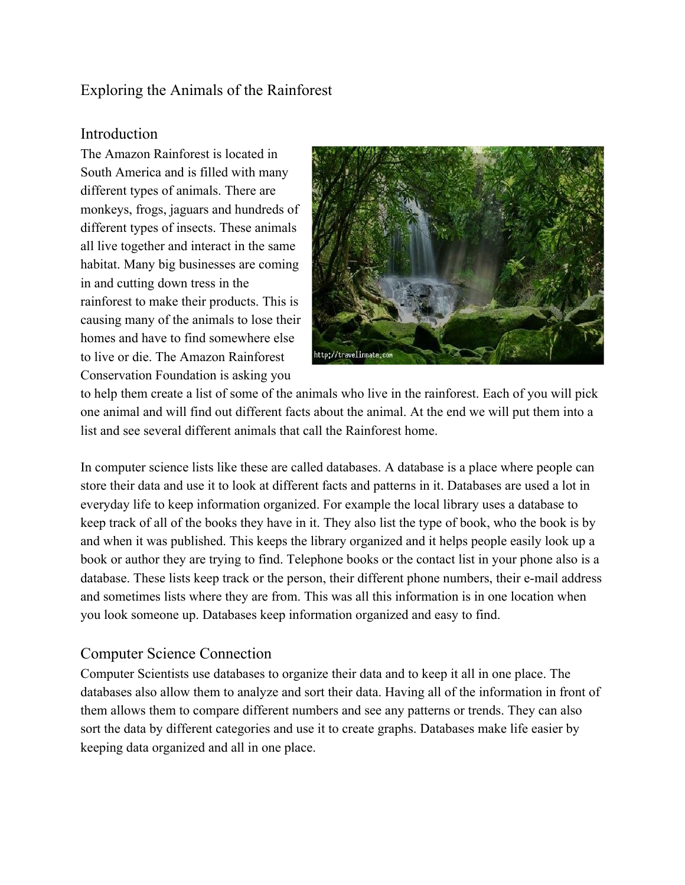# Exploring the Animals of the Rainforest

## Introduction

The Amazon Rainforest is located in South America and is filled with many different types of animals. There are monkeys, frogs, jaguars and hundreds of different types of insects. These animals all live together and interact in the same habitat. Many big businesses are coming in and cutting down tress in the rainforest to make their products. This is causing many of the animals to lose their homes and have to find somewhere else to live or die. The Amazon Rainforest Conservation Foundation is asking you to help them create a list of some of the animals who live in the rainforest. Each of you will pick one animal and will find out different facts about the animal. At the end we will put them into a list and see several different animals that call the Rainforest home.

In computer science lists like these are called databases. A database is a place where people can store their data and use it to look at different facts and patterns in it. Databases are used a lot in everyday life to keep information organized. For example the local library uses a database to keep track of all of the books they have in it. They also list the type of book, who the book is by and when it was published. This keeps the library organized and it helps people easily look up a book or author they are trying to find. Telephone books or the contact list in your phone also is a database. These lists keep track or the person, their different phone numbers, their e-mail address and sometimes lists where they are from. This was all this information is in one location when you look someone up. Databases keep information organized and easy to find.

## Computer Science Connection

Computer Scientists use databases to organize their data and to keep it all in one place. The databases also allow them to analyze and sort their data. Having all of the information in front of them allows them to compare different numbers and see any patterns or trends. They can also sort the data by different categories and use it to create graphs. Databases make life easier by keeping data organized and all in one place.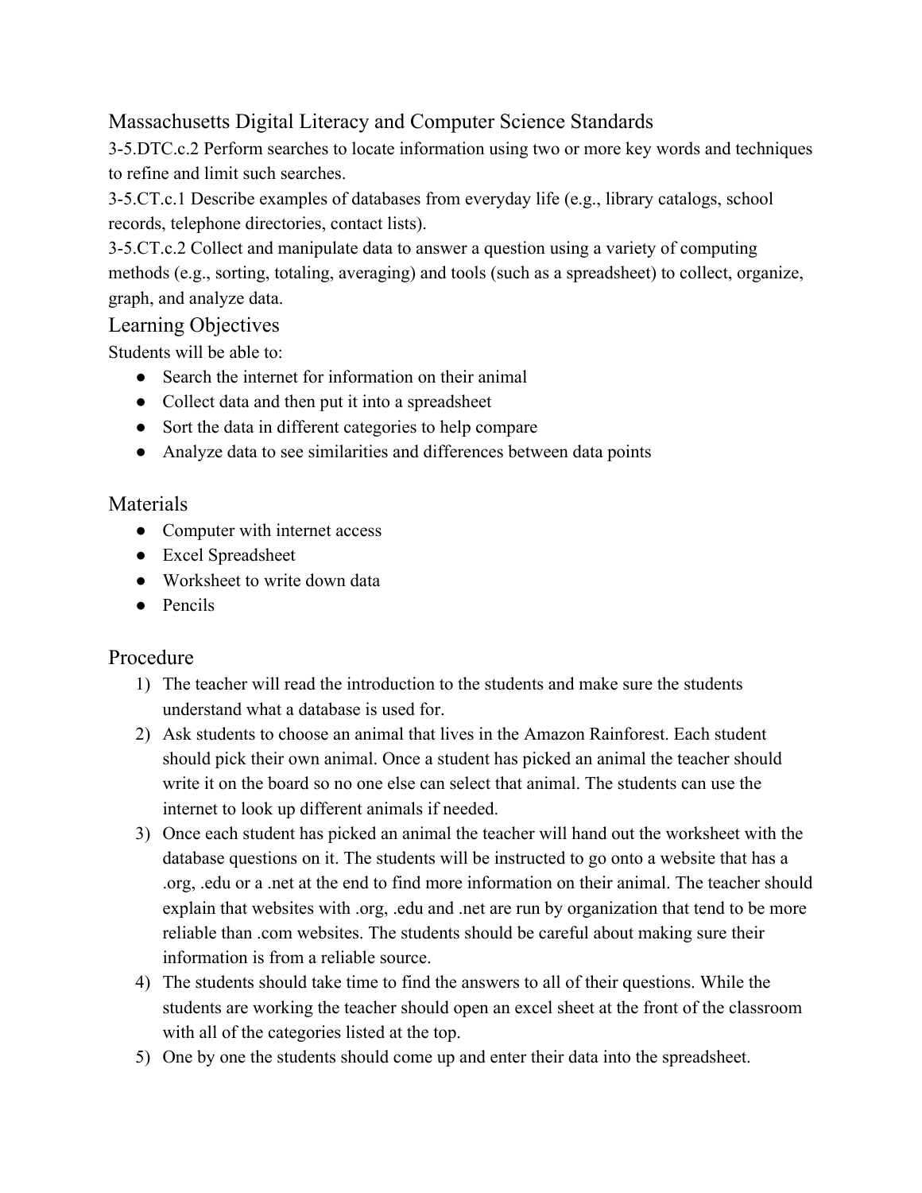## Massachusetts Digital Literacy and Computer Science Standards

3-5.DTC.c.2 Perform searches to locate information using two or more key words and techniques to refine and limit such searches.

3-5.CT.c.1 Describe examples of databases from everyday life (e.g., library catalogs, school records, telephone directories, contact lists).

3-5.CT.c.2 Collect and manipulate data to answer a question using a variety of computing methods (e.g., sorting, totaling, averaging) and tools (such as a spreadsheet) to collect, organize, graph, and analyze data.

## Learning Objectives

Students will be able to:

- Search the internet for information on their animal
- Collect data and then put it into a spreadsheet
- Sort the data in different categories to help compare
- Analyze data to see similarities and differences between data points

## Materials

- Computer with internet access
- Excel Spreadsheet
- Worksheet to write down data
- Pencils

## Procedure

1) The teacher will read the introduction to the students and make sure the students understand what a database is used for.
2) Ask students to choose an animal that lives in the Amazon Rainforest. Each student should pick their own animal. Once a student has picked an animal the teacher should write it on the board so no one else can select that animal. The students can use the internet to look up different animals if needed.
3) Once each student has picked an animal the teacher will hand out the worksheet with the database questions on it. The students will be instructed to go onto a website that has a .org, .edu or a .net at the end to find more information on their animal. The teacher should explain that websites with .org, .edu and .net are run by organization that tend to be more reliable than .com websites. The students should be careful about making sure their information is from a reliable source.
4) The students should take time to find the answers to all of their questions. While the students are working the teacher should open an excel sheet at the front of the classroom with all of the categories listed at the top.
5) One by one the students should come up and enter their data into the spreadsheet.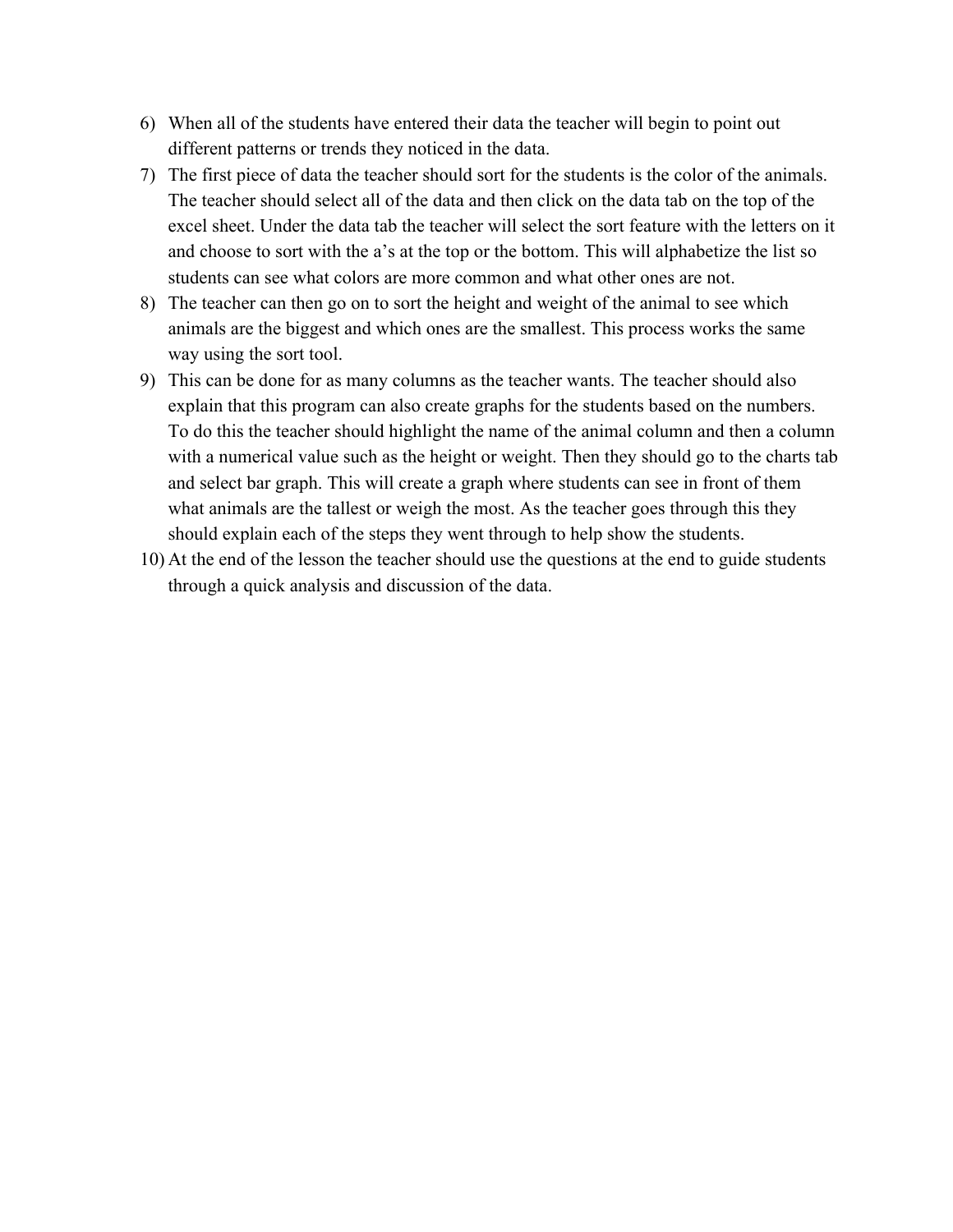6) When all of the students have entered their data the teacher will begin to point out different patterns or trends they noticed in the data.
7) The first piece of data the teacher should sort for the students is the color of the animals. The teacher should select all of the data and then click on the data tab on the top of the excel sheet. Under the data tab the teacher will select the sort feature with the letters on it and choose to sort with the a's at the top or the bottom. This will alphabetize the list so students can see what colors are more common and what other ones are not.
8) The teacher can then go on to sort the height and weight of the animal to see which animals are the biggest and which ones are the smallest. This process works the same way using the sort tool.
9) This can be done for as many columns as the teacher wants. The teacher should also explain that this program can also create graphs for the students based on the numbers. To do this the teacher should highlight the name of the animal column and then a column with a numerical value such as the height or weight. Then they should go to the charts tab and select bar graph. This will create a graph where students can see in front of them what animals are the tallest or weigh the most. As the teacher goes through this they should explain each of the steps they went through to help show the students.
10) At the end of the lesson the teacher should use the questions at the end to guide students through a quick analysis and discussion of the data.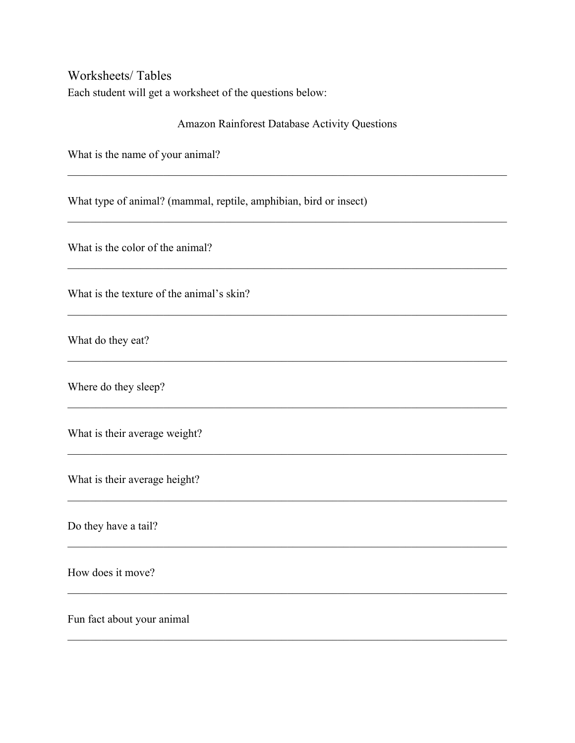## Worksheets/ Tables

Each student will get a worksheet of the questions below:

Amazon Rainforest Database Activity Questions

What is the name of your animal?

___________________________________________________________________________

What type of animal? (mammal, reptile, amphibian, bird or insect)

___________________________________________________________________________

What is the color of the animal?

___________________________________________________________________________

What is the texture of the animal's skin?

___________________________________________________________________________

What do they eat?

___________________________________________________________________________

Where do they sleep?

___________________________________________________________________________

What is their average weight?

___________________________________________________________________________

What is their average height?

___________________________________________________________________________

Do they have a tail?

___________________________________________________________________________

How does it move?

___________________________________________________________________________

Fun fact about your animal

___________________________________________________________________________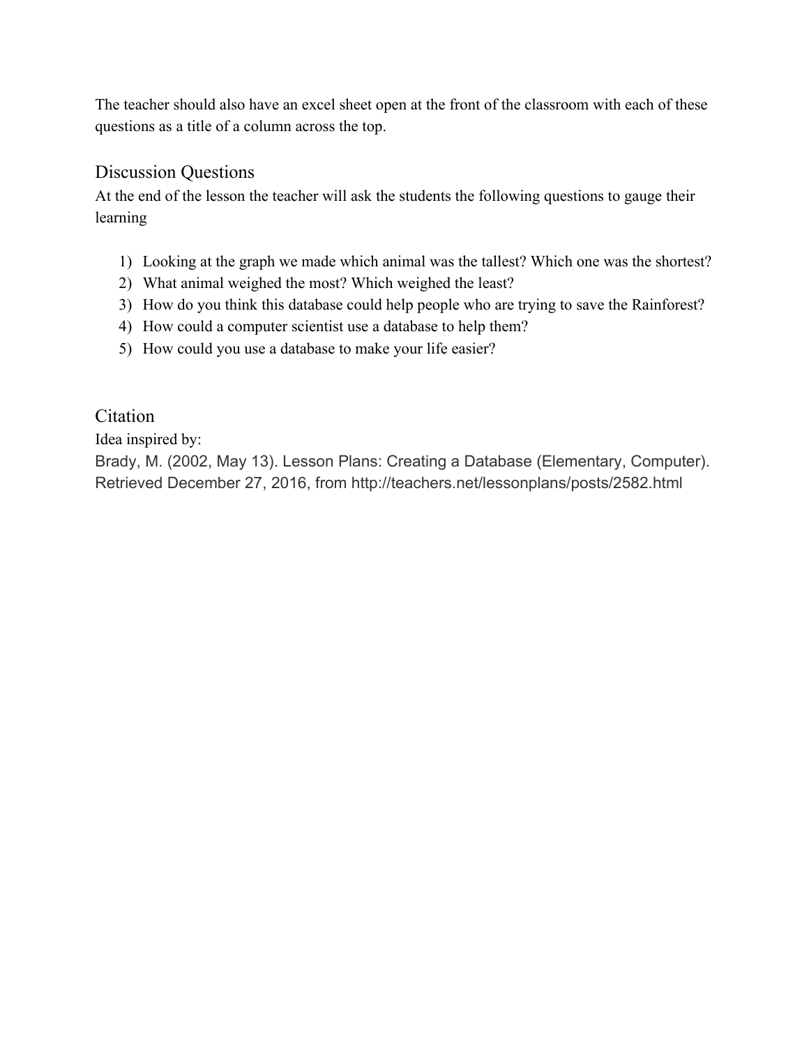The teacher should also have an excel sheet open at the front of the classroom with each of these questions as a title of a column across the top.

## Discussion Questions

At the end of the lesson the teacher will ask the students the following questions to gauge their learning

1) Looking at the graph we made which animal was the tallest? Which one was the shortest?
2) What animal weighed the most? Which weighed the least?
3) How do you think this database could help people who are trying to save the Rainforest?
4) How could a computer scientist use a database to help them?
5) How could you use a database to make your life easier?

## Citation

Idea inspired by:

Brady, M. (2002, May 13). Lesson Plans: Creating a Database (Elementary, Computer). Retrieved December 27, 2016, from http://teachers.net/lessonplans/posts/2582.html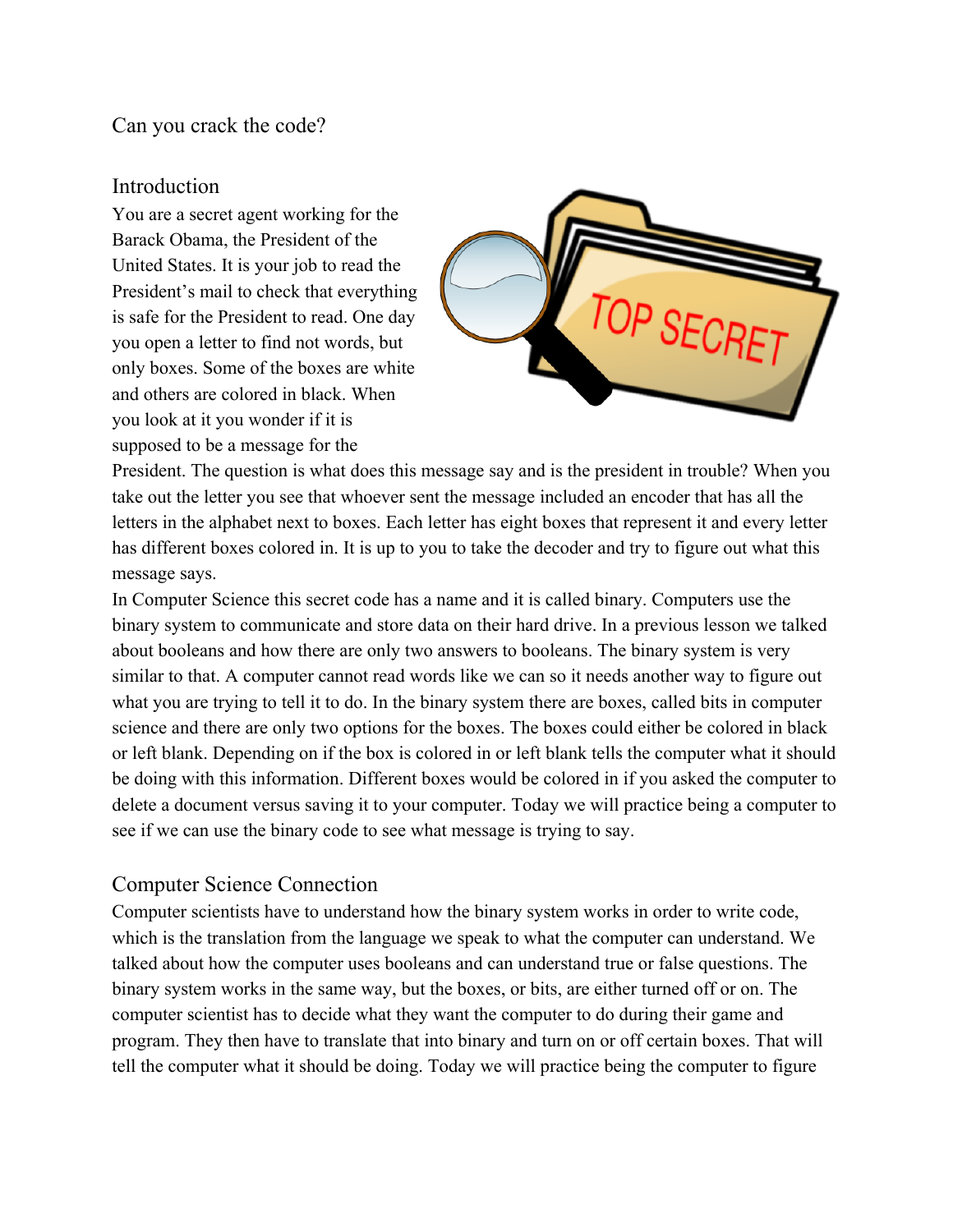Can you crack the code?

## Introduction

You are a secret agent working for the Barack Obama, the President of the United States. It is your job to read the President's mail to check that everything is safe for the President to read. One day you open a letter to find not words, but only boxes. Some of the boxes are white and others are colored in black. When you look at it you wonder if it is supposed to be a message for the President. The question is what does this message say and is the president in trouble? When you take out the letter you see that whoever sent the message included an encoder that has all the letters in the alphabet next to boxes. Each letter has eight boxes that represent it and every letter has different boxes colored in. It is up to you to take the decoder and try to figure out what this message says.

In Computer Science this secret code has a name and it is called binary. Computers use the binary system to communicate and store data on their hard drive. In a previous lesson we talked about booleans and how there are only two answers to booleans. The binary system is very similar to that. A computer cannot read words like we can so it needs another way to figure out what you are trying to tell it to do. In the binary system there are boxes, called bits in computer science and there are only two options for the boxes. The boxes could either be colored in black or left blank. Depending on if the box is colored in or left blank tells the computer what it should be doing with this information. Different boxes would be colored in if you asked the computer to delete a document versus saving it to your computer. Today we will practice being a computer to see if we can use the binary code to see what message is trying to say.

## Computer Science Connection

Computer scientists have to understand how the binary system works in order to write code, which is the translation from the language we speak to what the computer can understand. We talked about how the computer uses booleans and can understand true or false questions. The binary system works in the same way, but the boxes, or bits, are either turned off or on. The computer scientist has to decide what they want the computer to do during their game and program. They then have to translate that into binary and turn on or off certain boxes. That will tell the computer what it should be doing. Today we will practice being the computer to figure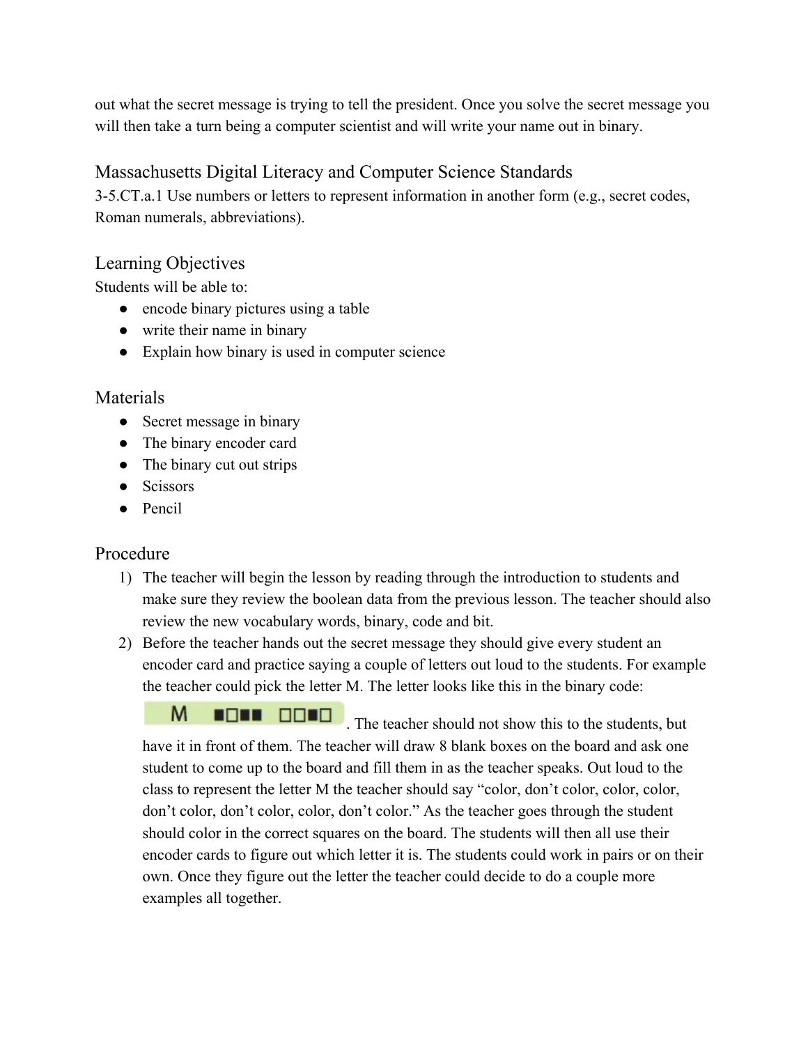out what the secret message is trying to tell the president. Once you solve the secret message you will then take a turn being a computer scientist and will write your name out in binary.

## Massachusetts Digital Literacy and Computer Science Standards

3-5.CT.a.1 Use numbers or letters to represent information in another form (e.g., secret codes, Roman numerals, abbreviations).

## Learning Objectives

Students will be able to:

- encode binary pictures using a table
- write their name in binary
- Explain how binary is used in computer science

## Materials

- Secret message in binary
- The binary encoder card
- The binary cut out strips
- Scissors
- Pencil

## Procedure

1) The teacher will begin the lesson by reading through the introduction to students and make sure they review the boolean data from the previous lesson. The teacher should also review the new vocabulary words, binary, code and bit.
2) Before the teacher hands out the secret message they should give every student an encoder card and practice saying a couple of letters out loud to the students. For example the teacher could pick the letter M. The letter looks like this in the binary code: M ■□■■ □□■□. The teacher should not show this to the students, but have it in front of them. The teacher will draw 8 blank boxes on the board and ask one student to come up to the board and fill them in as the teacher speaks. Out loud to the class to represent the letter M the teacher should say "color, don't color, color, color, don't color, don't color, color, don't color." As the teacher goes through the student should color in the correct squares on the board. The students will then all use their encoder cards to figure out which letter it is. The students could work in pairs or on their own. Once they figure out the letter the teacher could decide to do a couple more examples all together.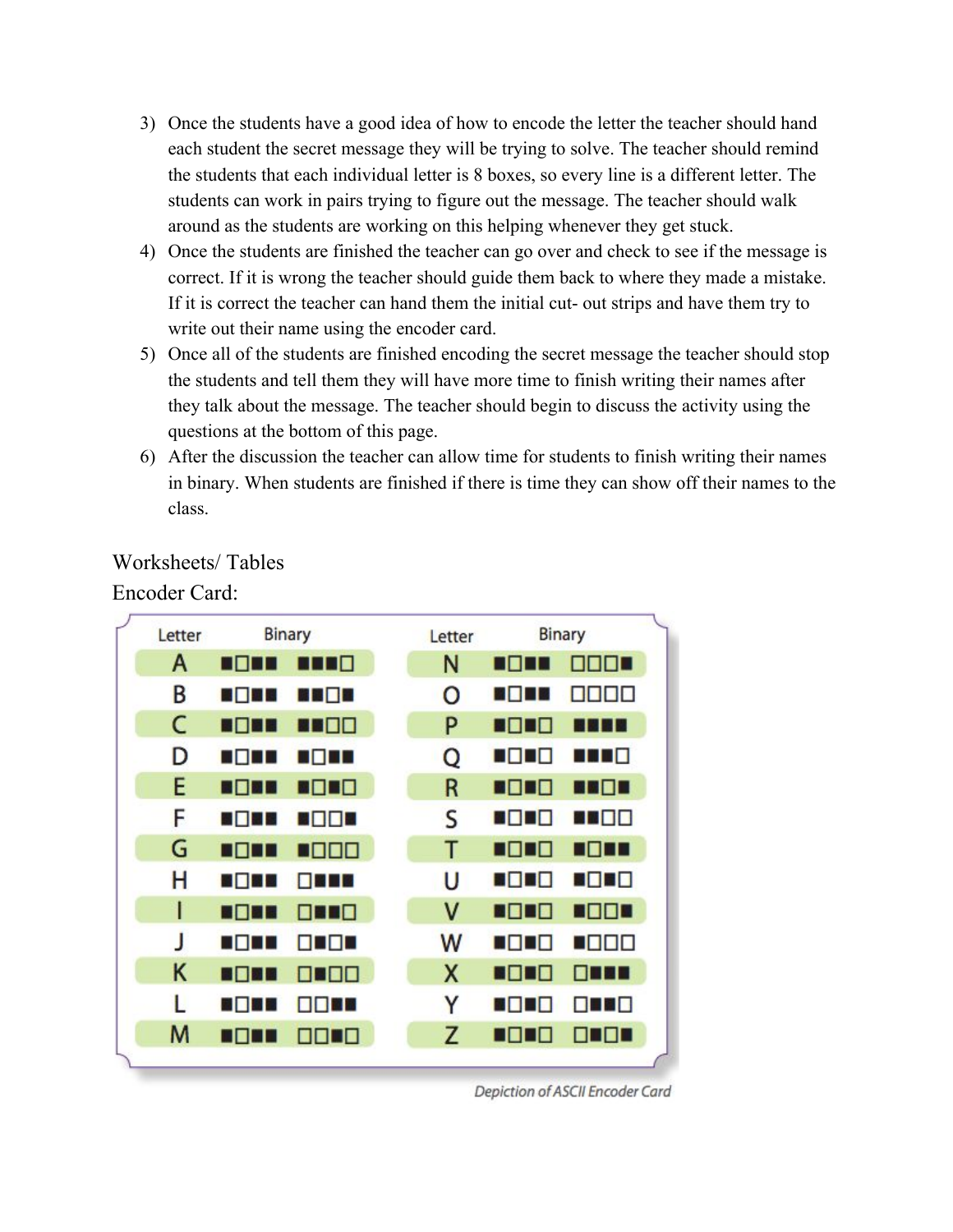3) Once the students have a good idea of how to encode the letter the teacher should hand each student the secret message they will be trying to solve. The teacher should remind the students that each individual letter is 8 boxes, so every line is a different letter. The students can work in pairs trying to figure out the message. The teacher should walk around as the students are working on this helping whenever they get stuck.
4) Once the students are finished the teacher can go over and check to see if the message is correct. If it is wrong the teacher should guide them back to where they made a mistake. If it is correct the teacher can hand them the initial cut- out strips and have them try to write out their name using the encoder card.
5) Once all of the students are finished encoding the secret message the teacher should stop the students and tell them they will have more time to finish writing their names after they talk about the message. The teacher should begin to discuss the activity using the questions at the bottom of this page.
6) After the discussion the teacher can allow time for students to finish writing their names in binary. When students are finished if there is time they can show off their names to the class.

## Worksheets/ Tables

Encoder Card:

| Letter | Binary | Letter | Binary |
|---|---|---|---|
| A | ■□■■ ■■■□ | N | ■□■■ □□□■ |
| B | ■□■■ ■■□■ | O | ■□■■ □□□□ |
| C | ■□■■ ■■□□ | P | ■□■□ ■■■■ |
| D | ■□■■ ■□■■ | Q | ■□■□ ■■■□ |
| E | ■□■■ ■□■□ | R | ■□■□ ■■□■ |
| F | ■□■■ ■□□■ | S | ■□■□ ■■□□ |
| G | ■□■■ ■□□□ | T | ■□■□ ■□■■ |
| H | ■□■■ □■■■ | U | ■□■□ ■□■□ |
| I | ■□■■ □■■□ | V | ■□■□ ■□□■ |
| J | ■□■■ □■□■ | W | ■□■□ ■□□□ |
| K | ■□■■ □■□□ | X | ■□■□ □■■■ |
| L | ■□■■ □□■■ | Y | ■□■□ □■■□ |
| M | ■□■■ □□■□ | Z | ■□■□ □■□■ |

*Depiction of ASCII Encoder Card*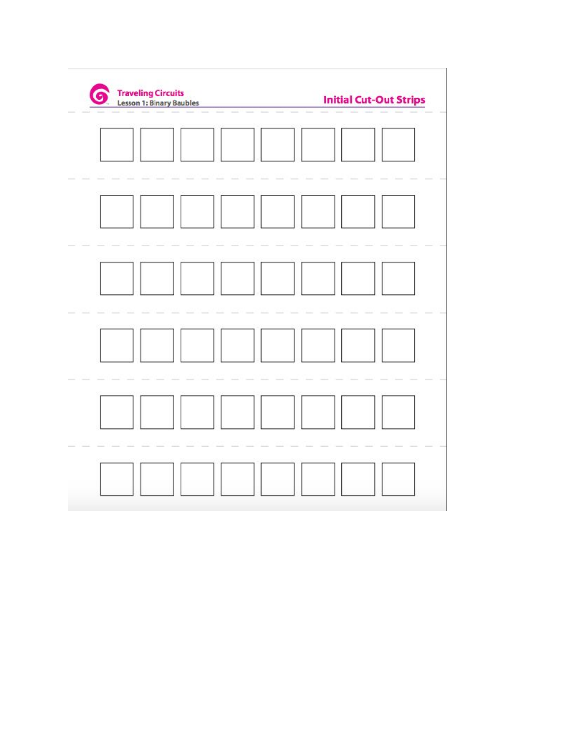**Traveling Circuits**
Lesson 1: Binary Baubles

## Initial Cut-Out Strips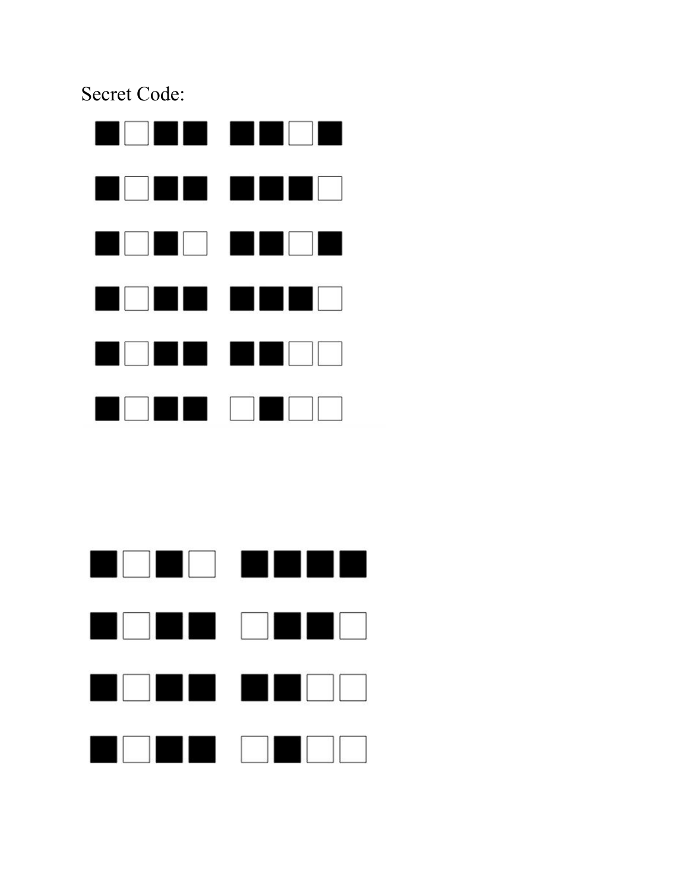Secret Code:

■□■■ ■■□■

■□■■ ■■■□

■□■□ ■■□■

■□■■ ■■■□

■□■■ ■■□□

■□■■ □■□□

■□■□ ■■■■

■□■■ □■■□

■□■■ ■■□□

■□■■ □■□□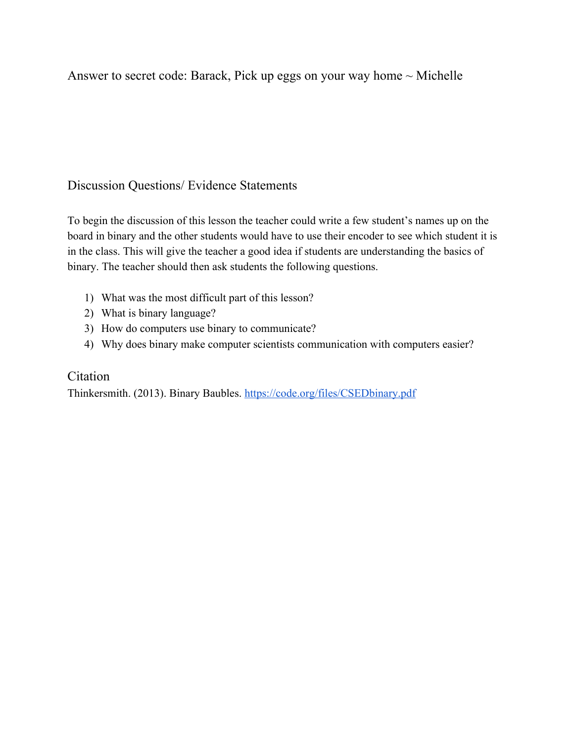Answer to secret code: Barack, Pick up eggs on your way home ~ Michelle

## Discussion Questions/ Evidence Statements

To begin the discussion of this lesson the teacher could write a few student's names up on the board in binary and the other students would have to use their encoder to see which student it is in the class. This will give the teacher a good idea if students are understanding the basics of binary. The teacher should then ask students the following questions.

1) What was the most difficult part of this lesson?
2) What is binary language?
3) How do computers use binary to communicate?
4) Why does binary make computer scientists communication with computers easier?

## Citation

Thinkersmith. (2013). Binary Baubles. https://code.org/files/CSEDbinary.pdf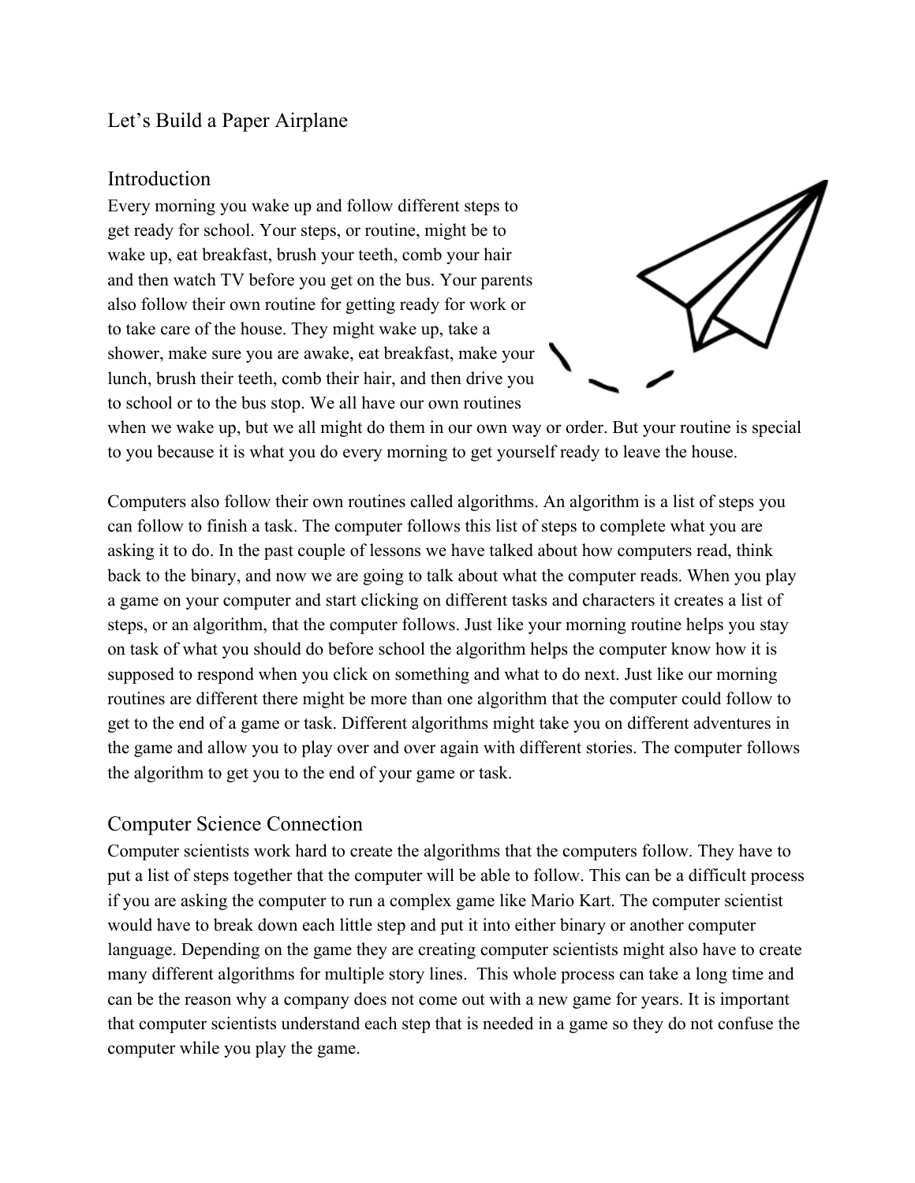# Let's Build a Paper Airplane

## Introduction

Every morning you wake up and follow different steps to get ready for school. Your steps, or routine, might be to wake up, eat breakfast, brush your teeth, comb your hair and then watch TV before you get on the bus. Your parents also follow their own routine for getting ready for work or to take care of the house. They might wake up, take a shower, make sure you are awake, eat breakfast, make your lunch, brush their teeth, comb their hair, and then drive you to school or to the bus stop. We all have our own routines when we wake up, but we all might do them in our own way or order. But your routine is special to you because it is what you do every morning to get yourself ready to leave the house.

Computers also follow their own routines called algorithms. An algorithm is a list of steps you can follow to finish a task. The computer follows this list of steps to complete what you are asking it to do. In the past couple of lessons we have talked about how computers read, think back to the binary, and now we are going to talk about what the computer reads. When you play a game on your computer and start clicking on different tasks and characters it creates a list of steps, or an algorithm, that the computer follows. Just like your morning routine helps you stay on task of what you should do before school the algorithm helps the computer know how it is supposed to respond when you click on something and what to do next. Just like our morning routines are different there might be more than one algorithm that the computer could follow to get to the end of a game or task. Different algorithms might take you on different adventures in the game and allow you to play over and over again with different stories. The computer follows the algorithm to get you to the end of your game or task.

## Computer Science Connection

Computer scientists work hard to create the algorithms that the computers follow. They have to put a list of steps together that the computer will be able to follow. This can be a difficult process if you are asking the computer to run a complex game like Mario Kart. The computer scientist would have to break down each little step and put it into either binary or another computer language. Depending on the game they are creating computer scientists might also have to create many different algorithms for multiple story lines. This whole process can take a long time and can be the reason why a company does not come out with a new game for years. It is important that computer scientists understand each step that is needed in a game so they do not confuse the computer while you play the game.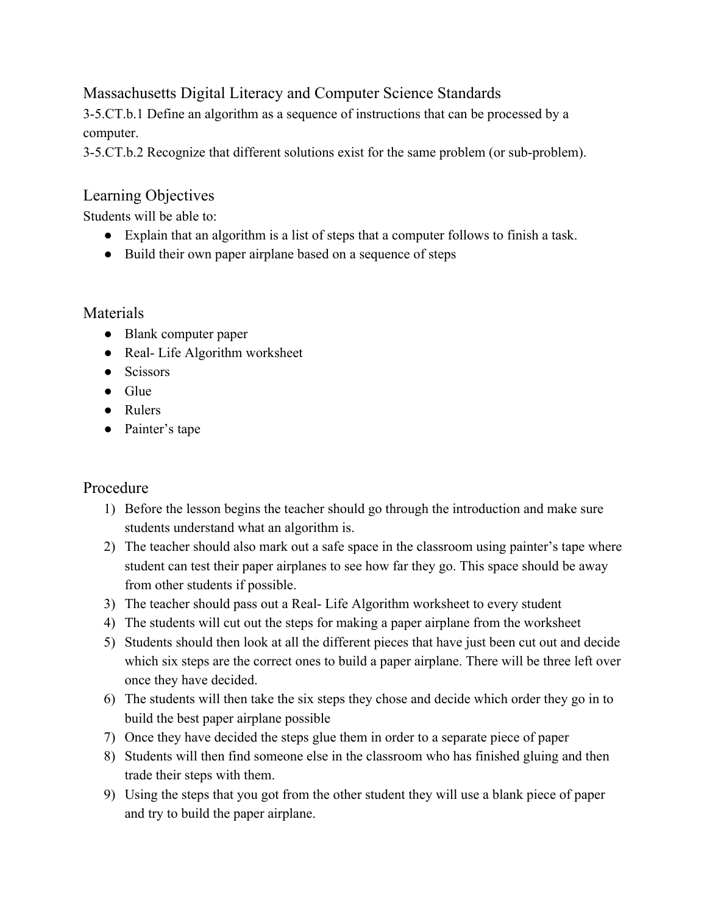## Massachusetts Digital Literacy and Computer Science Standards

3-5.CT.b.1 Define an algorithm as a sequence of instructions that can be processed by a computer.

3-5.CT.b.2 Recognize that different solutions exist for the same problem (or sub-problem).

## Learning Objectives

Students will be able to:

- Explain that an algorithm is a list of steps that a computer follows to finish a task.
- Build their own paper airplane based on a sequence of steps

## Materials

- Blank computer paper
- Real- Life Algorithm worksheet
- Scissors
- Glue
- Rulers
- Painter's tape

## Procedure

1) Before the lesson begins the teacher should go through the introduction and make sure students understand what an algorithm is.
2) The teacher should also mark out a safe space in the classroom using painter's tape where student can test their paper airplanes to see how far they go. This space should be away from other students if possible.
3) The teacher should pass out a Real- Life Algorithm worksheet to every student
4) The students will cut out the steps for making a paper airplane from the worksheet
5) Students should then look at all the different pieces that have just been cut out and decide which six steps are the correct ones to build a paper airplane. There will be three left over once they have decided.
6) The students will then take the six steps they chose and decide which order they go in to build the best paper airplane possible
7) Once they have decided the steps glue them in order to a separate piece of paper
8) Students will then find someone else in the classroom who has finished gluing and then trade their steps with them.
9) Using the steps that you got from the other student they will use a blank piece of paper and try to build the paper airplane.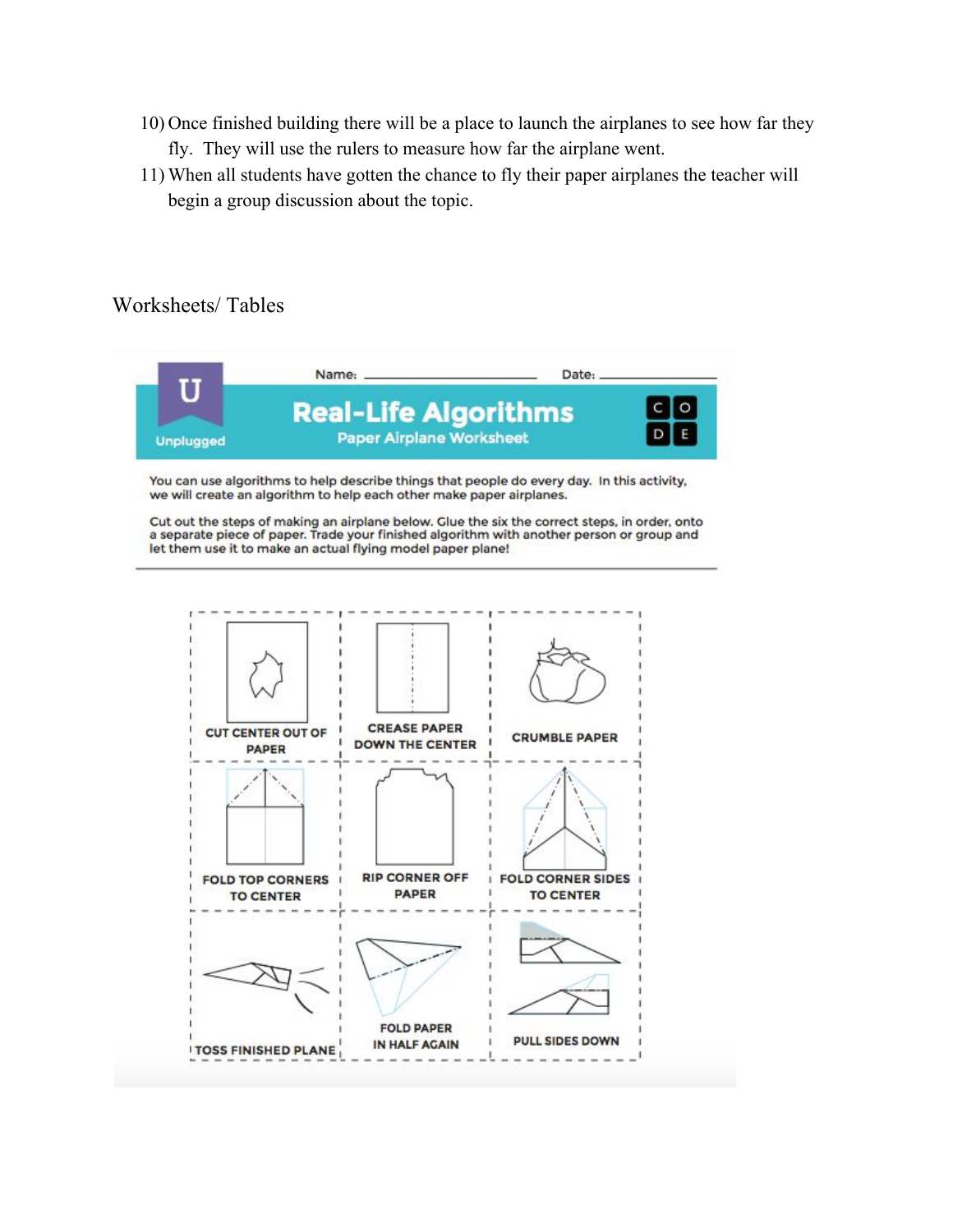10) Once finished building there will be a place to launch the airplanes to see how far they fly. They will use the rulers to measure how far the airplane went.
11) When all students have gotten the chance to fly their paper airplanes the teacher will begin a group discussion about the topic.

Worksheets/ Tables

Name: ______________________ Date: ____________

U

Unplugged

**Real-Life Algorithms**

**Paper Airplane Worksheet**

CO
DE

You can use algorithms to help describe things that people do every day. In this activity, we will create an algorithm to help each other make paper airplanes.

Cut out the steps of making an airplane below. Glue the six the correct steps, in order, onto a separate piece of paper. Trade your finished algorithm with another person or group and let them use it to make an actual flying model paper plane!

| | | |
|---|---|---|
| CUT CENTER OUT OF PAPER | CREASE PAPER DOWN THE CENTER | CRUMBLE PAPER |
| FOLD TOP CORNERS TO CENTER | RIP CORNER OFF PAPER | FOLD CORNER SIDES TO CENTER |
| TOSS FINISHED PLANE | FOLD PAPER IN HALF AGAIN | PULL SIDES DOWN |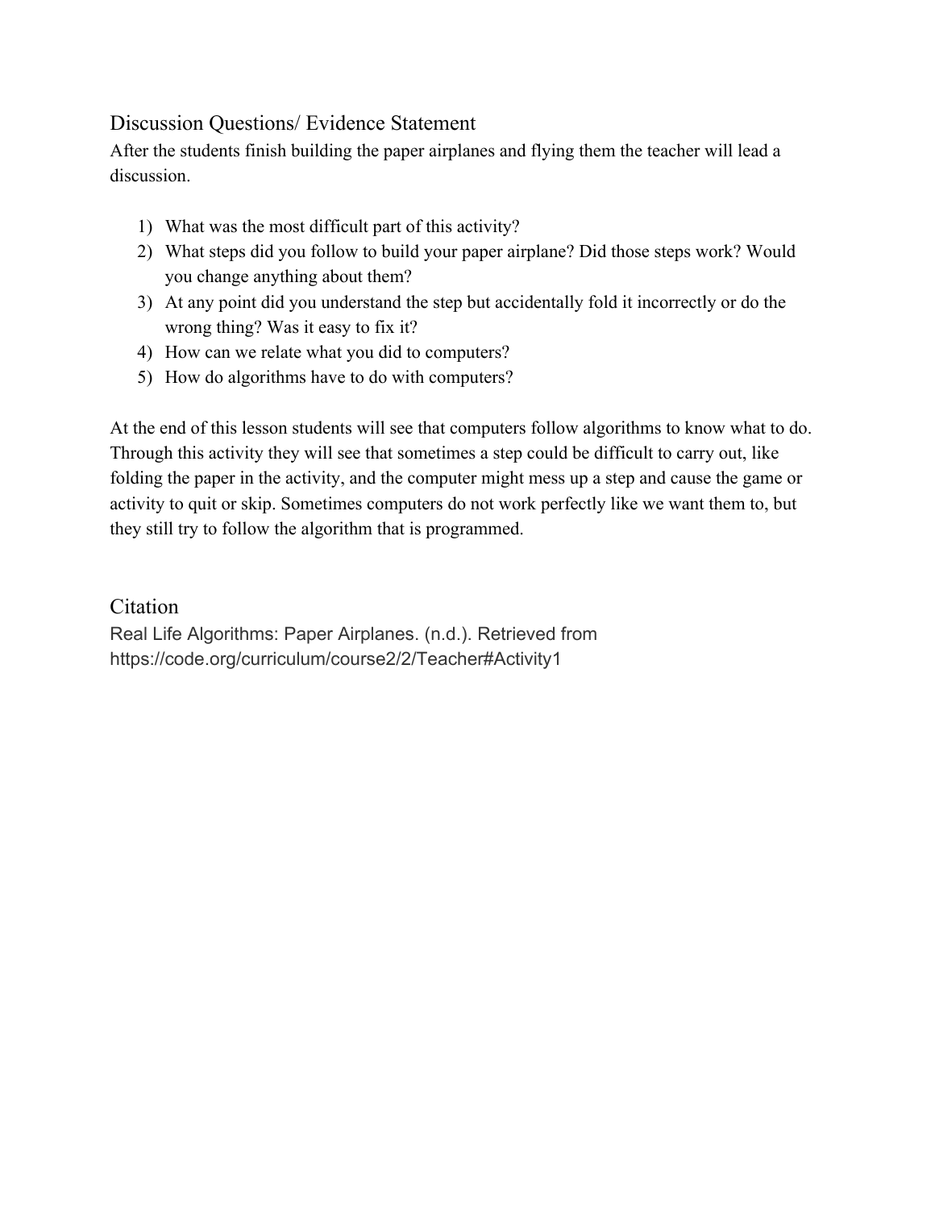## Discussion Questions/ Evidence Statement

After the students finish building the paper airplanes and flying them the teacher will lead a discussion.

1) What was the most difficult part of this activity?
2) What steps did you follow to build your paper airplane? Did those steps work? Would you change anything about them?
3) At any point did you understand the step but accidentally fold it incorrectly or do the wrong thing? Was it easy to fix it?
4) How can we relate what you did to computers?
5) How do algorithms have to do with computers?

At the end of this lesson students will see that computers follow algorithms to know what to do. Through this activity they will see that sometimes a step could be difficult to carry out, like folding the paper in the activity, and the computer might mess up a step and cause the game or activity to quit or skip. Sometimes computers do not work perfectly like we want them to, but they still try to follow the algorithm that is programmed.

## Citation

Real Life Algorithms: Paper Airplanes. (n.d.). Retrieved from https://code.org/curriculum/course2/2/Teacher#Activity1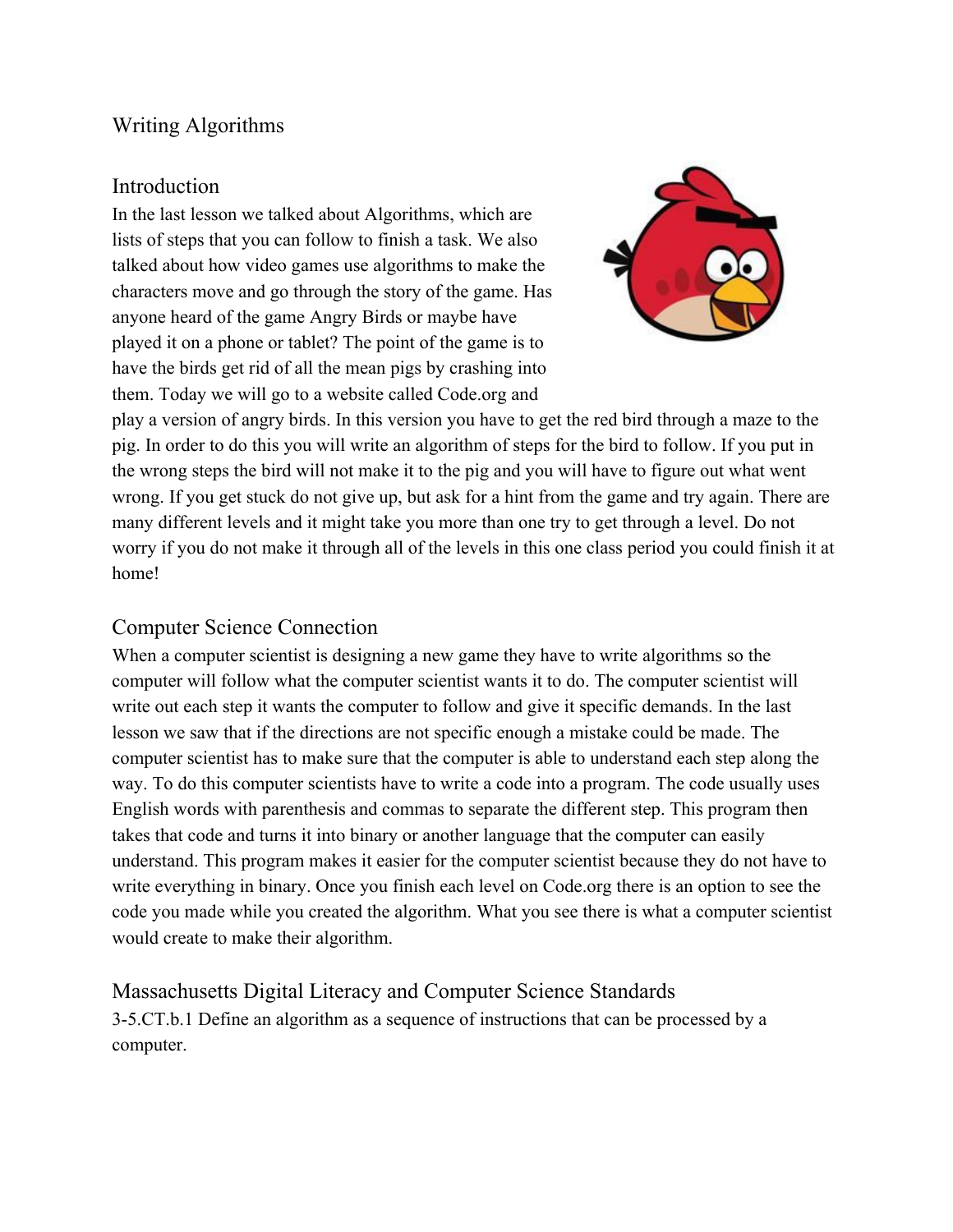# Writing Algorithms

## Introduction

In the last lesson we talked about Algorithms, which are lists of steps that you can follow to finish a task. We also talked about how video games use algorithms to make the characters move and go through the story of the game. Has anyone heard of the game Angry Birds or maybe have played it on a phone or tablet? The point of the game is to have the birds get rid of all the mean pigs by crashing into them. Today we will go to a website called Code.org and play a version of angry birds. In this version you have to get the red bird through a maze to the pig. In order to do this you will write an algorithm of steps for the bird to follow. If you put in the wrong steps the bird will not make it to the pig and you will have to figure out what went wrong. If you get stuck do not give up, but ask for a hint from the game and try again. There are many different levels and it might take you more than one try to get through a level. Do not worry if you do not make it through all of the levels in this one class period you could finish it at home!

## Computer Science Connection

When a computer scientist is designing a new game they have to write algorithms so the computer will follow what the computer scientist wants it to do. The computer scientist will write out each step it wants the computer to follow and give it specific demands. In the last lesson we saw that if the directions are not specific enough a mistake could be made. The computer scientist has to make sure that the computer is able to understand each step along the way. To do this computer scientists have to write a code into a program. The code usually uses English words with parenthesis and commas to separate the different step. This program then takes that code and turns it into binary or another language that the computer can easily understand. This program makes it easier for the computer scientist because they do not have to write everything in binary. Once you finish each level on Code.org there is an option to see the code you made while you created the algorithm. What you see there is what a computer scientist would create to make their algorithm.

## Massachusetts Digital Literacy and Computer Science Standards

3-5.CT.b.1 Define an algorithm as a sequence of instructions that can be processed by a computer.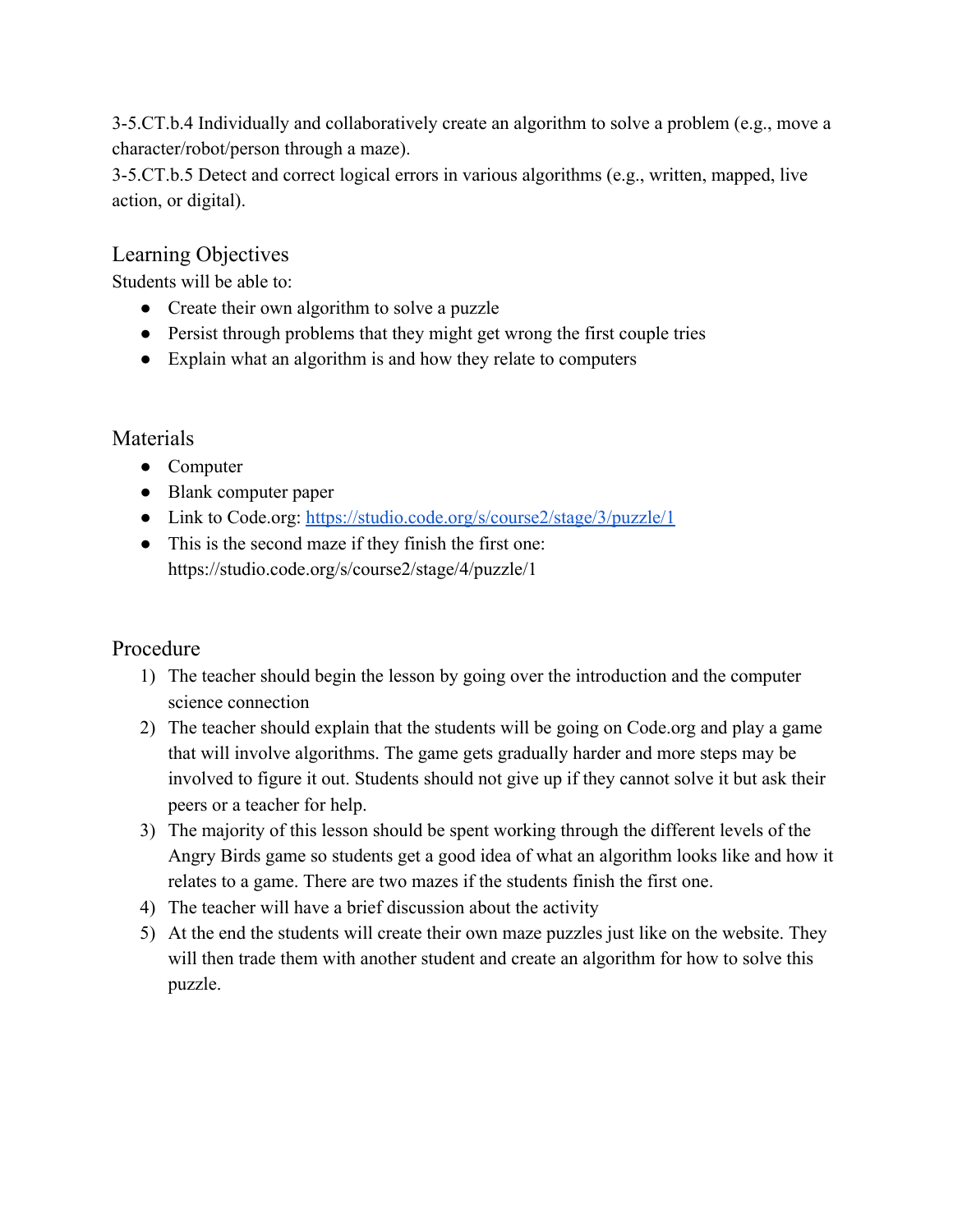3-5.CT.b.4 Individually and collaboratively create an algorithm to solve a problem (e.g., move a character/robot/person through a maze).
3-5.CT.b.5 Detect and correct logical errors in various algorithms (e.g., written, mapped, live action, or digital).

## Learning Objectives

Students will be able to:

- Create their own algorithm to solve a puzzle
- Persist through problems that they might get wrong the first couple tries
- Explain what an algorithm is and how they relate to computers

## Materials

- Computer
- Blank computer paper
- Link to Code.org: [https://studio.code.org/s/course2/stage/3/puzzle/1](https://studio.code.org/s/course2/stage/3/puzzle/1)
- This is the second maze if they finish the first one: https://studio.code.org/s/course2/stage/4/puzzle/1

## Procedure

1) The teacher should begin the lesson by going over the introduction and the computer science connection
2) The teacher should explain that the students will be going on Code.org and play a game that will involve algorithms. The game gets gradually harder and more steps may be involved to figure it out. Students should not give up if they cannot solve it but ask their peers or a teacher for help.
3) The majority of this lesson should be spent working through the different levels of the Angry Birds game so students get a good idea of what an algorithm looks like and how it relates to a game. There are two mazes if the students finish the first one.
4) The teacher will have a brief discussion about the activity
5) At the end the students will create their own maze puzzles just like on the website. They will then trade them with another student and create an algorithm for how to solve this puzzle.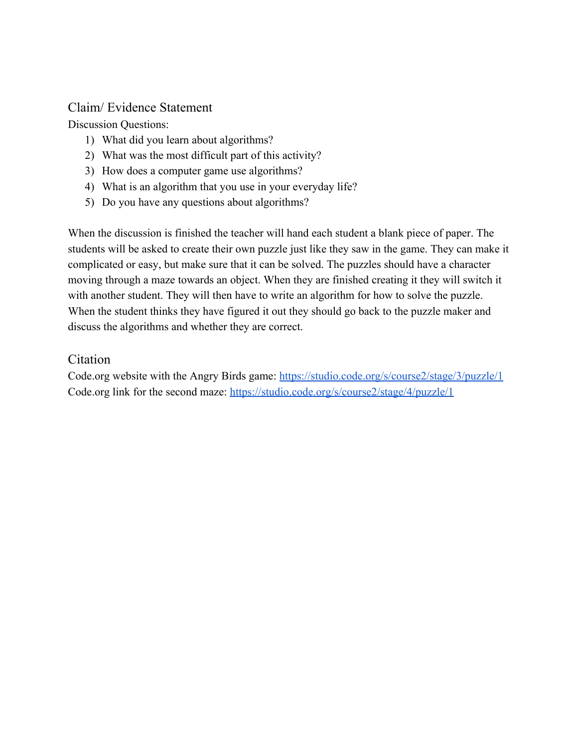## Claim/ Evidence Statement

Discussion Questions:

1) What did you learn about algorithms?
2) What was the most difficult part of this activity?
3) How does a computer game use algorithms?
4) What is an algorithm that you use in your everyday life?
5) Do you have any questions about algorithms?

When the discussion is finished the teacher will hand each student a blank piece of paper. The students will be asked to create their own puzzle just like they saw in the game. They can make it complicated or easy, but make sure that it can be solved. The puzzles should have a character moving through a maze towards an object. When they are finished creating it they will switch it with another student. They will then have to write an algorithm for how to solve the puzzle. When the student thinks they have figured it out they should go back to the puzzle maker and discuss the algorithms and whether they are correct.

## Citation

Code.org website with the Angry Birds game: https://studio.code.org/s/course2/stage/3/puzzle/1
Code.org link for the second maze: https://studio.code.org/s/course2/stage/4/puzzle/1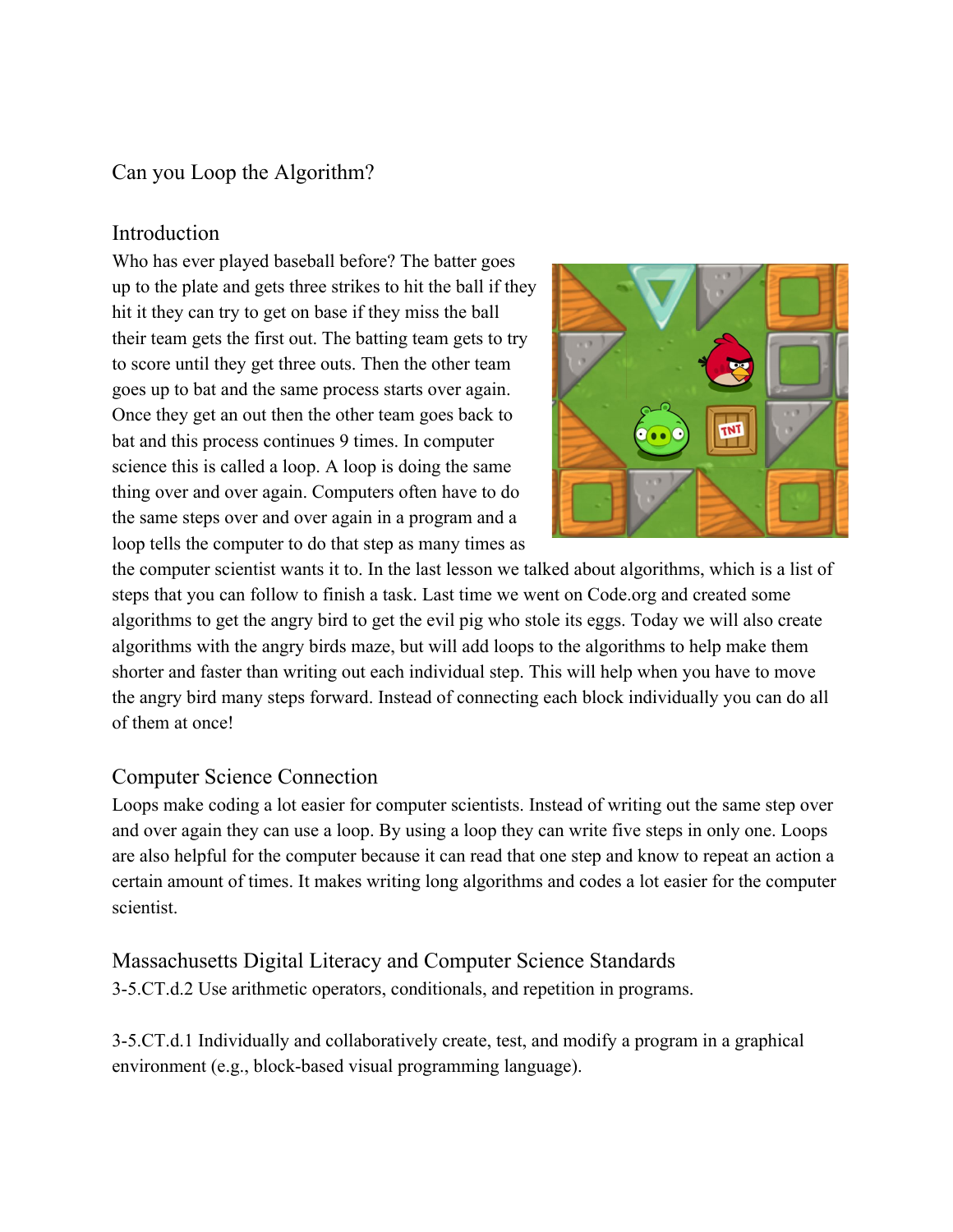# Can you Loop the Algorithm?

## Introduction

Who has ever played baseball before? The batter goes up to the plate and gets three strikes to hit the ball if they hit it they can try to get on base if they miss the ball their team gets the first out. The batting team gets to try to score until they get three outs. Then the other team goes up to bat and the same process starts over again. Once they get an out then the other team goes back to bat and this process continues 9 times. In computer science this is called a loop. A loop is doing the same thing over and over again. Computers often have to do the same steps over and over again in a program and a loop tells the computer to do that step as many times as the computer scientist wants it to. In the last lesson we talked about algorithms, which is a list of steps that you can follow to finish a task. Last time we went on Code.org and created some algorithms to get the angry bird to get the evil pig who stole its eggs. Today we will also create algorithms with the angry birds maze, but will add loops to the algorithms to help make them shorter and faster than writing out each individual step. This will help when you have to move the angry bird many steps forward. Instead of connecting each block individually you can do all of them at once!

## Computer Science Connection

Loops make coding a lot easier for computer scientists. Instead of writing out the same step over and over again they can use a loop. By using a loop they can write five steps in only one. Loops are also helpful for the computer because it can read that one step and know to repeat an action a certain amount of times. It makes writing long algorithms and codes a lot easier for the computer scientist.

## Massachusetts Digital Literacy and Computer Science Standards

3-5.CT.d.2 Use arithmetic operators, conditionals, and repetition in programs.

3-5.CT.d.1 Individually and collaboratively create, test, and modify a program in a graphical environment (e.g., block-based visual programming language).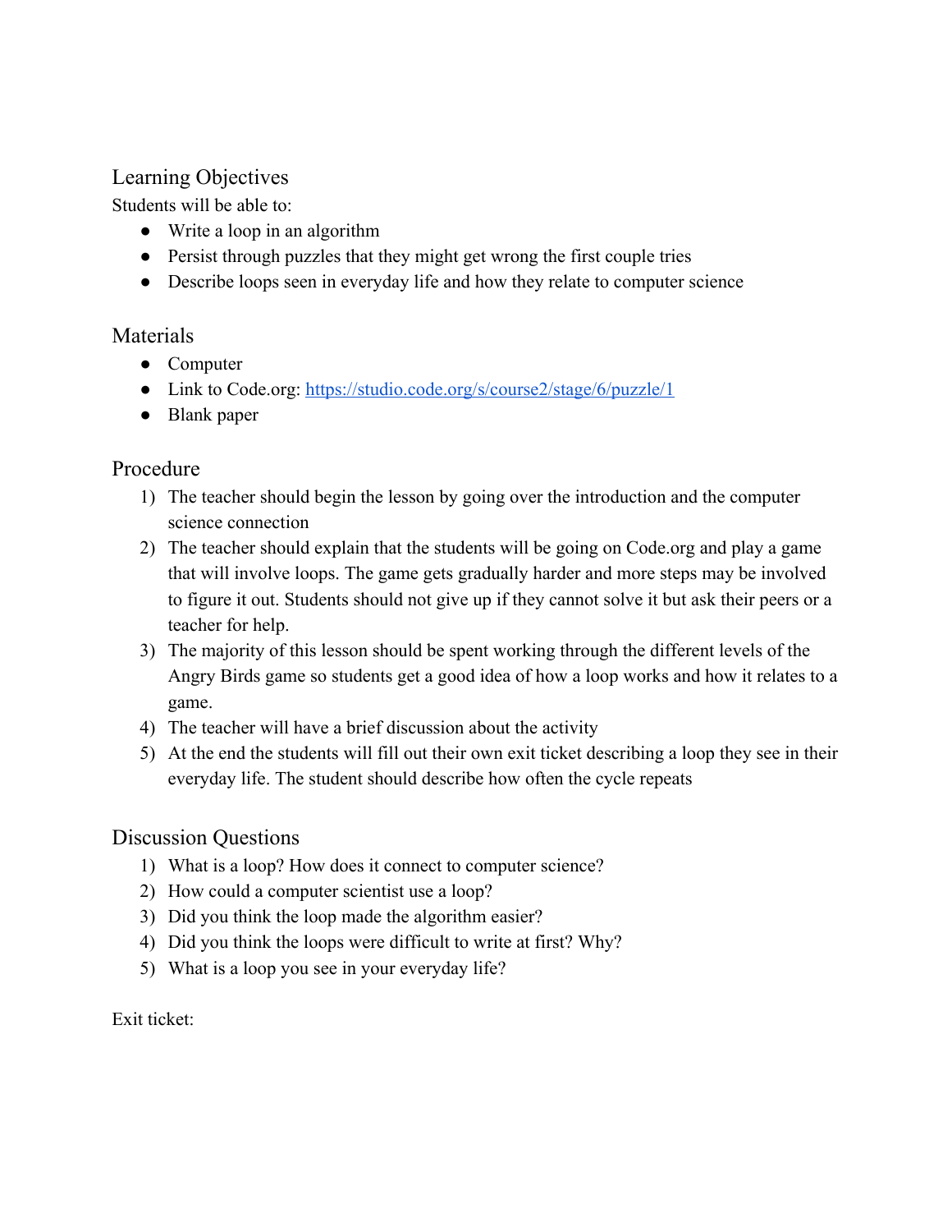## Learning Objectives

Students will be able to:

- Write a loop in an algorithm
- Persist through puzzles that they might get wrong the first couple tries
- Describe loops seen in everyday life and how they relate to computer science

## Materials

- Computer
- Link to Code.org: [https://studio.code.org/s/course2/stage/6/puzzle/1](https://studio.code.org/s/course2/stage/6/puzzle/1)
- Blank paper

## Procedure

1) The teacher should begin the lesson by going over the introduction and the computer science connection
2) The teacher should explain that the students will be going on Code.org and play a game that will involve loops. The game gets gradually harder and more steps may be involved to figure it out. Students should not give up if they cannot solve it but ask their peers or a teacher for help.
3) The majority of this lesson should be spent working through the different levels of the Angry Birds game so students get a good idea of how a loop works and how it relates to a game.
4) The teacher will have a brief discussion about the activity
5) At the end the students will fill out their own exit ticket describing a loop they see in their everyday life. The student should describe how often the cycle repeats

## Discussion Questions

1) What is a loop? How does it connect to computer science?
2) How could a computer scientist use a loop?
3) Did you think the loop made the algorithm easier?
4) Did you think the loops were difficult to write at first? Why?
5) What is a loop you see in your everyday life?

Exit ticket: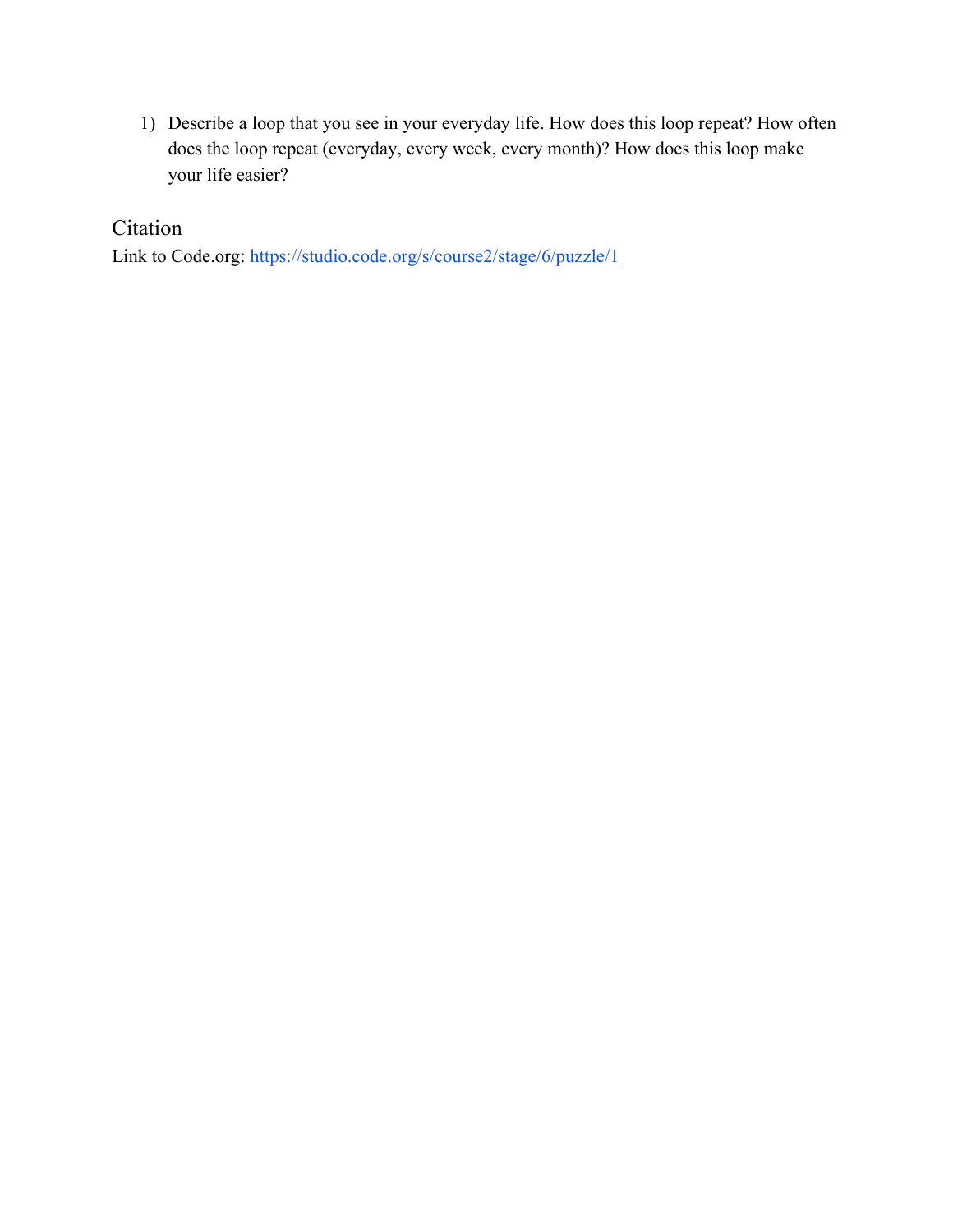1) Describe a loop that you see in your everyday life. How does this loop repeat? How often does the loop repeat (everyday, every week, every month)? How does this loop make your life easier?

## Citation

Link to Code.org: [https://studio.code.org/s/course2/stage/6/puzzle/1](https://studio.code.org/s/course2/stage/6/puzzle/1)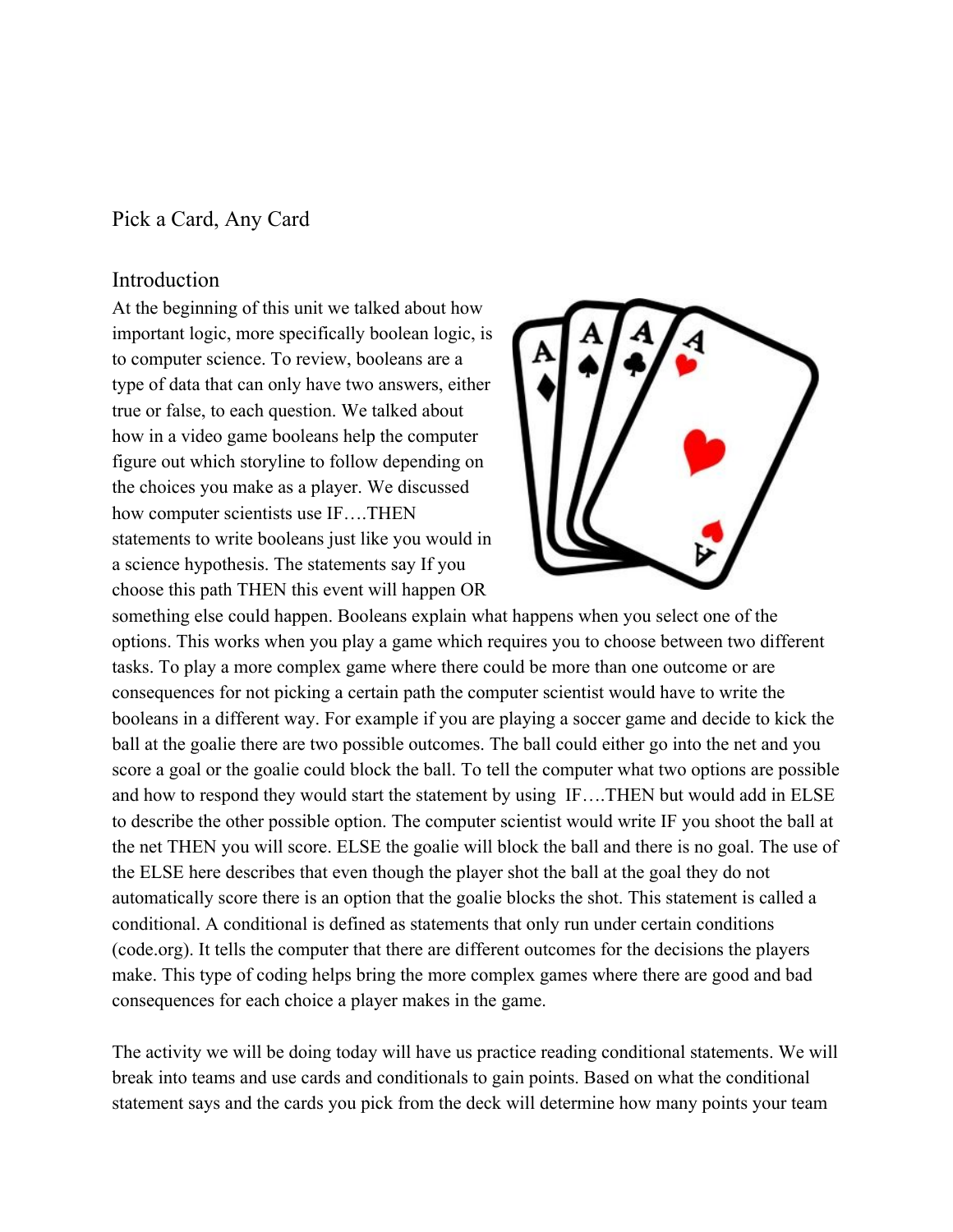## Pick a Card, Any Card

### Introduction

At the beginning of this unit we talked about how important logic, more specifically boolean logic, is to computer science. To review, booleans are a type of data that can only have two answers, either true or false, to each question. We talked about how in a video game booleans help the computer figure out which storyline to follow depending on the choices you make as a player. We discussed how computer scientists use IF….THEN statements to write booleans just like you would in a science hypothesis. The statements say If you choose this path THEN this event will happen OR something else could happen. Booleans explain what happens when you select one of the options. This works when you play a game which requires you to choose between two different tasks. To play a more complex game where there could be more than one outcome or are consequences for not picking a certain path the computer scientist would have to write the booleans in a different way. For example if you are playing a soccer game and decide to kick the ball at the goalie there are two possible outcomes. The ball could either go into the net and you score a goal or the goalie could block the ball. To tell the computer what two options are possible and how to respond they would start the statement by using IF….THEN but would add in ELSE to describe the other possible option. The computer scientist would write IF you shoot the ball at the net THEN you will score. ELSE the goalie will block the ball and there is no goal. The use of the ELSE here describes that even though the player shot the ball at the goal they do not automatically score there is an option that the goalie blocks the shot. This statement is called a conditional. A conditional is defined as statements that only run under certain conditions (code.org). It tells the computer that there are different outcomes for the decisions the players make. This type of coding helps bring the more complex games where there are good and bad consequences for each choice a player makes in the game.

The activity we will be doing today will have us practice reading conditional statements. We will break into teams and use cards and conditionals to gain points. Based on what the conditional statement says and the cards you pick from the deck will determine how many points your team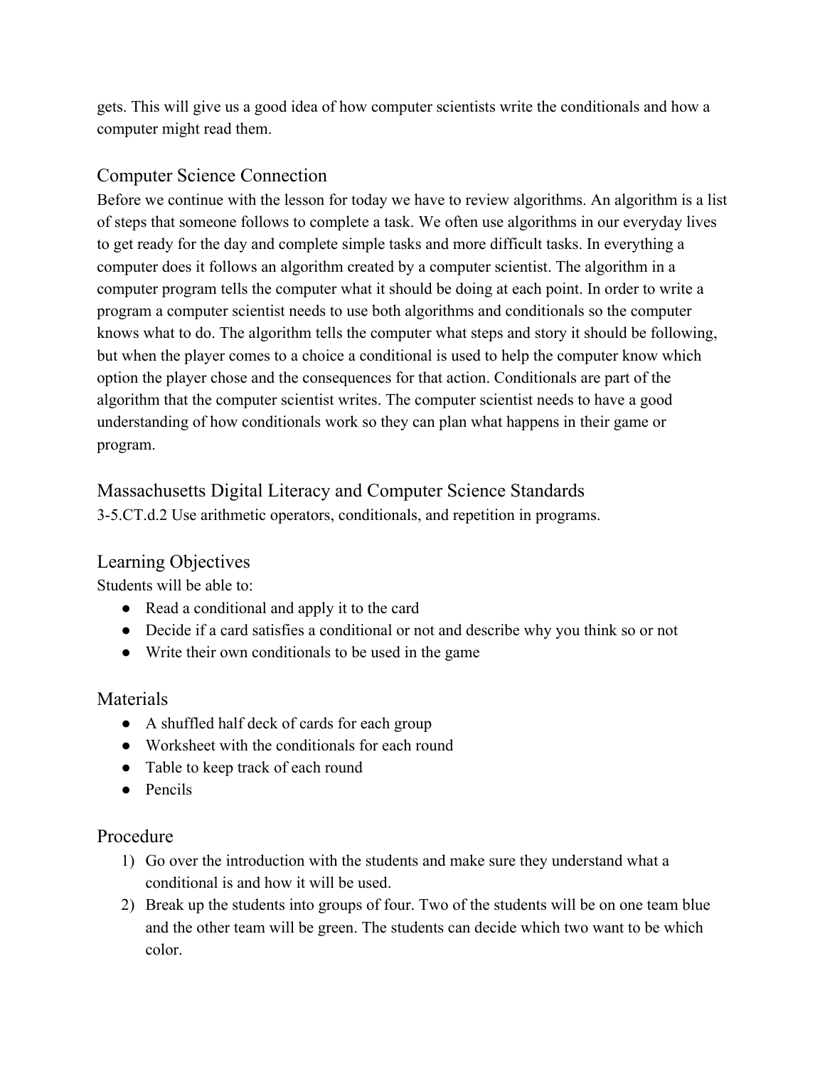gets. This will give us a good idea of how computer scientists write the conditionals and how a computer might read them.

## Computer Science Connection

Before we continue with the lesson for today we have to review algorithms. An algorithm is a list of steps that someone follows to complete a task. We often use algorithms in our everyday lives to get ready for the day and complete simple tasks and more difficult tasks. In everything a computer does it follows an algorithm created by a computer scientist. The algorithm in a computer program tells the computer what it should be doing at each point. In order to write a program a computer scientist needs to use both algorithms and conditionals so the computer knows what to do. The algorithm tells the computer what steps and story it should be following, but when the player comes to a choice a conditional is used to help the computer know which option the player chose and the consequences for that action. Conditionals are part of the algorithm that the computer scientist writes. The computer scientist needs to have a good understanding of how conditionals work so they can plan what happens in their game or program.

## Massachusetts Digital Literacy and Computer Science Standards

3-5.CT.d.2 Use arithmetic operators, conditionals, and repetition in programs.

## Learning Objectives

Students will be able to:

- Read a conditional and apply it to the card
- Decide if a card satisfies a conditional or not and describe why you think so or not
- Write their own conditionals to be used in the game

## Materials

- A shuffled half deck of cards for each group
- Worksheet with the conditionals for each round
- Table to keep track of each round
- Pencils

## Procedure

1) Go over the introduction with the students and make sure they understand what a conditional is and how it will be used.
2) Break up the students into groups of four. Two of the students will be on one team blue and the other team will be green. The students can decide which two want to be which color.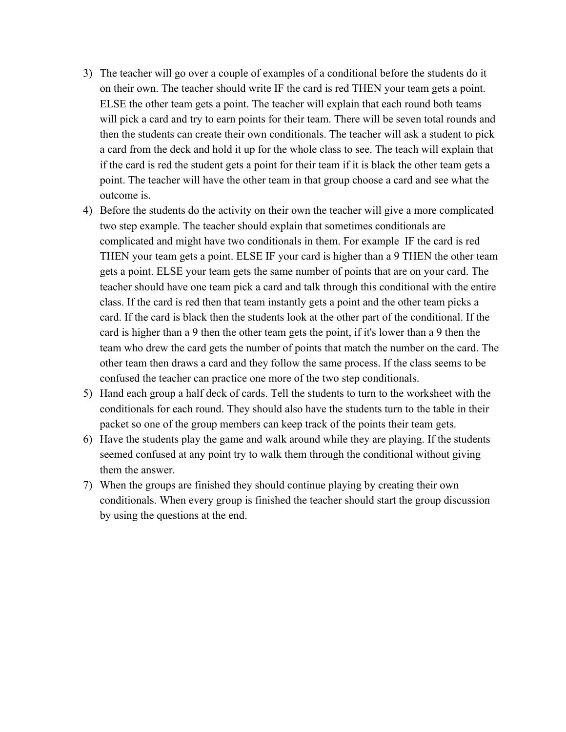3) The teacher will go over a couple of examples of a conditional before the students do it on their own. The teacher should write IF the card is red THEN your team gets a point. ELSE the other team gets a point. The teacher will explain that each round both teams will pick a card and try to earn points for their team. There will be seven total rounds and then the students can create their own conditionals. The teacher will ask a student to pick a card from the deck and hold it up for the whole class to see. The teach will explain that if the card is red the student gets a point for their team if it is black the other team gets a point. The teacher will have the other team in that group choose a card and see what the outcome is.
4) Before the students do the activity on their own the teacher will give a more complicated two step example. The teacher should explain that sometimes conditionals are complicated and might have two conditionals in them. For example  IF the card is red THEN your team gets a point. ELSE IF your card is higher than a 9 THEN the other team gets a point. ELSE your team gets the same number of points that are on your card. The teacher should have one team pick a card and talk through this conditional with the entire class. If the card is red then that team instantly gets a point and the other team picks a card. If the card is black then the students look at the other part of the conditional. If the card is higher than a 9 then the other team gets the point, if it's lower than a 9 then the team who drew the card gets the number of points that match the number on the card. The other team then draws a card and they follow the same process. If the class seems to be confused the teacher can practice one more of the two step conditionals.
5) Hand each group a half deck of cards. Tell the students to turn to the worksheet with the conditionals for each round. They should also have the students turn to the table in their packet so one of the group members can keep track of the points their team gets.
6) Have the students play the game and walk around while they are playing. If the students seemed confused at any point try to walk them through the conditional without giving them the answer.
7) When the groups are finished they should continue playing by creating their own conditionals. When every group is finished the teacher should start the group discussion by using the questions at the end.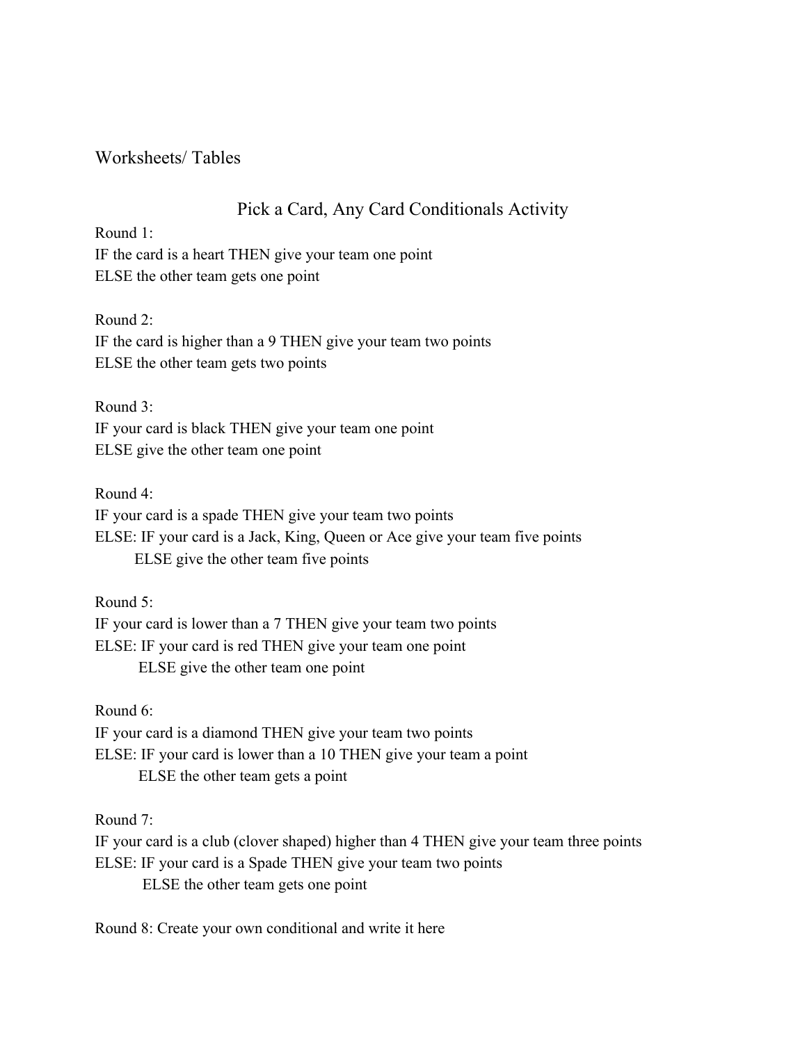Worksheets/ Tables

## Pick a Card, Any Card Conditionals Activity

Round 1:
IF the card is a heart THEN give your team one point
ELSE the other team gets one point

Round 2:
IF the card is higher than a 9 THEN give your team two points
ELSE the other team gets two points

Round 3:
IF your card is black THEN give your team one point
ELSE give the other team one point

Round 4:
IF your card is a spade THEN give your team two points
ELSE: IF your card is a Jack, King, Queen or Ace give your team five points
    ELSE give the other team five points

Round 5:
IF your card is lower than a 7 THEN give your team two points
ELSE: IF your card is red THEN give your team one point
    ELSE give the other team one point

Round 6:
IF your card is a diamond THEN give your team two points
ELSE: IF your card is lower than a 10 THEN give your team a point
    ELSE the other team gets a point

Round 7:
IF your card is a club (clover shaped) higher than 4 THEN give your team three points
ELSE: IF your card is a Spade THEN give your team two points
    ELSE the other team gets one point

Round 8: Create your own conditional and write it here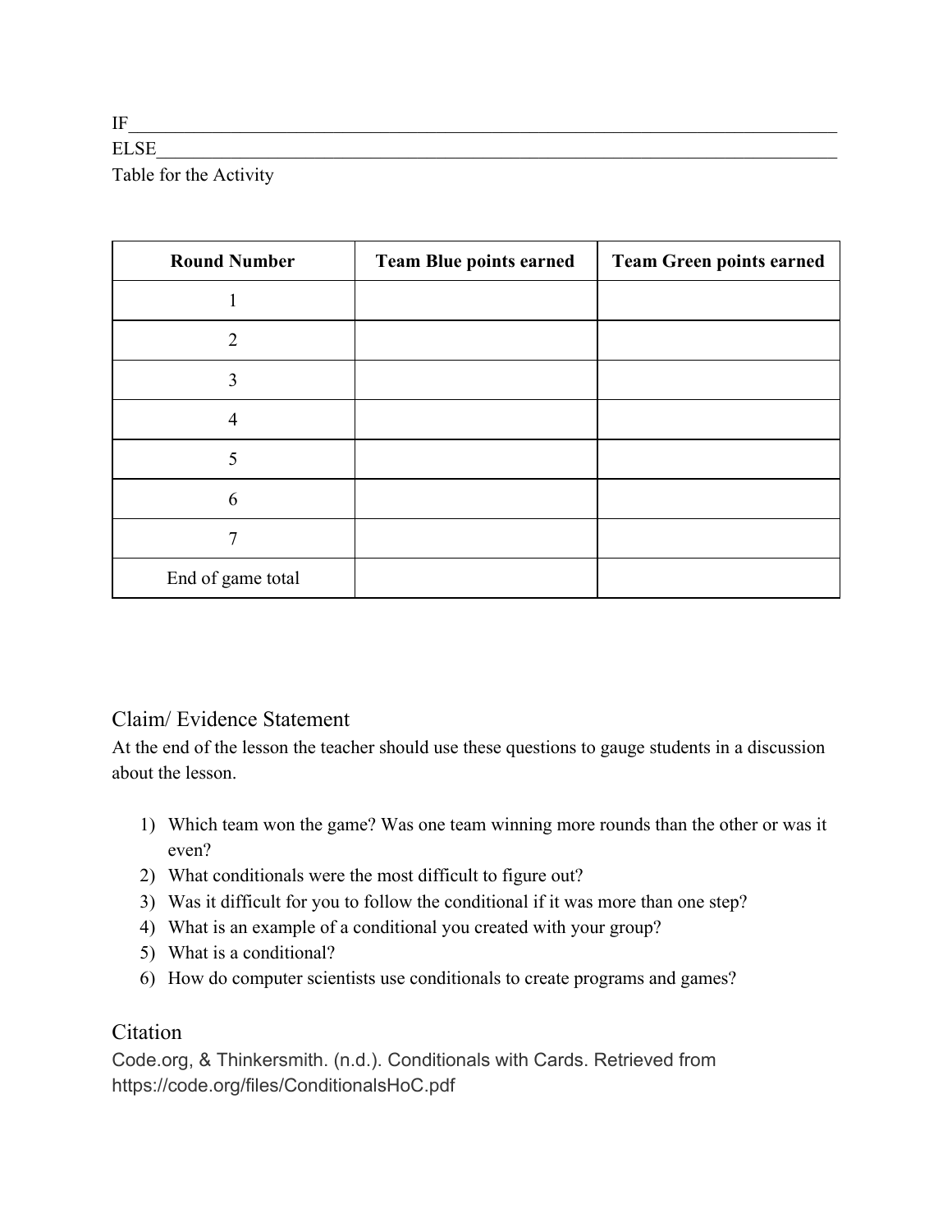IF_______________________________________________________________________________

ELSE_____________________________________________________________________________

Table for the Activity

| Round Number | Team Blue points earned | Team Green points earned |
|---|---|---|
| 1 | | |
| 2 | | |
| 3 | | |
| 4 | | |
| 5 | | |
| 6 | | |
| 7 | | |
| End of game total | | |

## Claim/ Evidence Statement

At the end of the lesson the teacher should use these questions to gauge students in a discussion about the lesson.

1) Which team won the game? Was one team winning more rounds than the other or was it even?
2) What conditionals were the most difficult to figure out?
3) Was it difficult for you to follow the conditional if it was more than one step?
4) What is an example of a conditional you created with your group?
5) What is a conditional?
6) How do computer scientists use conditionals to create programs and games?

## Citation

Code.org, & Thinkersmith. (n.d.). Conditionals with Cards. Retrieved from https://code.org/files/ConditionalsHoC.pdf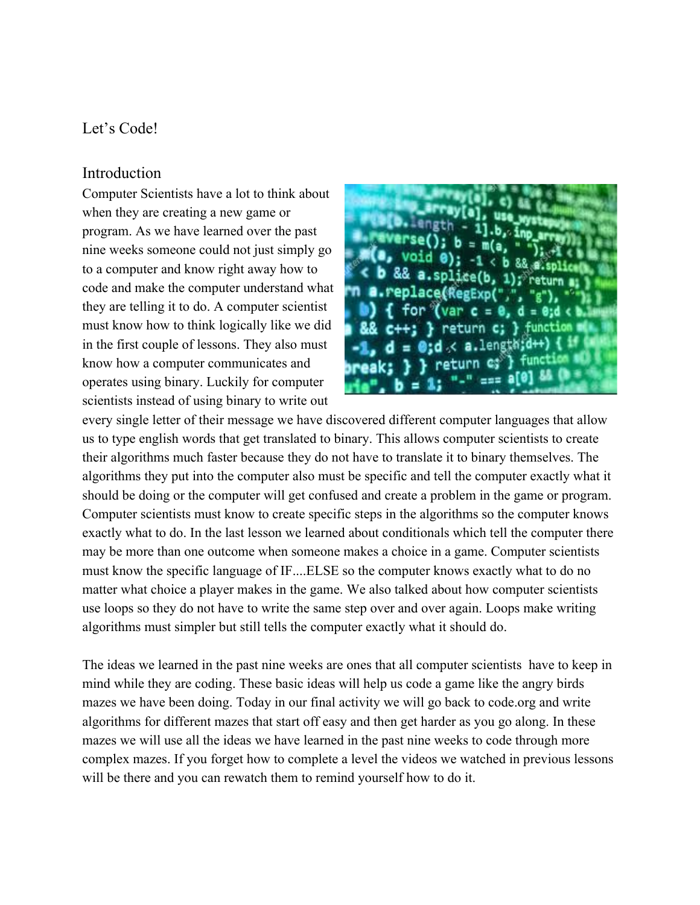# Let's Code!

## Introduction

Computer Scientists have a lot to think about when they are creating a new game or program. As we have learned over the past nine weeks someone could not just simply go to a computer and know right away how to code and make the computer understand what they are telling it to do. A computer scientist must know how to think logically like we did in the first couple of lessons. They also must know how a computer communicates and operates using binary. Luckily for computer scientists instead of using binary to write out every single letter of their message we have discovered different computer languages that allow us to type english words that get translated to binary. This allows computer scientists to create their algorithms much faster because they do not have to translate it to binary themselves. The algorithms they put into the computer also must be specific and tell the computer exactly what it should be doing or the computer will get confused and create a problem in the game or program. Computer scientists must know to create specific steps in the algorithms so the computer knows exactly what to do. In the last lesson we learned about conditionals which tell the computer there may be more than one outcome when someone makes a choice in a game. Computer scientists must know the specific language of IF....ELSE so the computer knows exactly what to do no matter what choice a player makes in the game. We also talked about how computer scientists use loops so they do not have to write the same step over and over again. Loops make writing algorithms must simpler but still tells the computer exactly what it should do.

The ideas we learned in the past nine weeks are ones that all computer scientists have to keep in mind while they are coding. These basic ideas will help us code a game like the angry birds mazes we have been doing. Today in our final activity we will go back to code.org and write algorithms for different mazes that start off easy and then get harder as you go along. In these mazes we will use all the ideas we have learned in the past nine weeks to code through more complex mazes. If you forget how to complete a level the videos we watched in previous lessons will be there and you can rewatch them to remind yourself how to do it.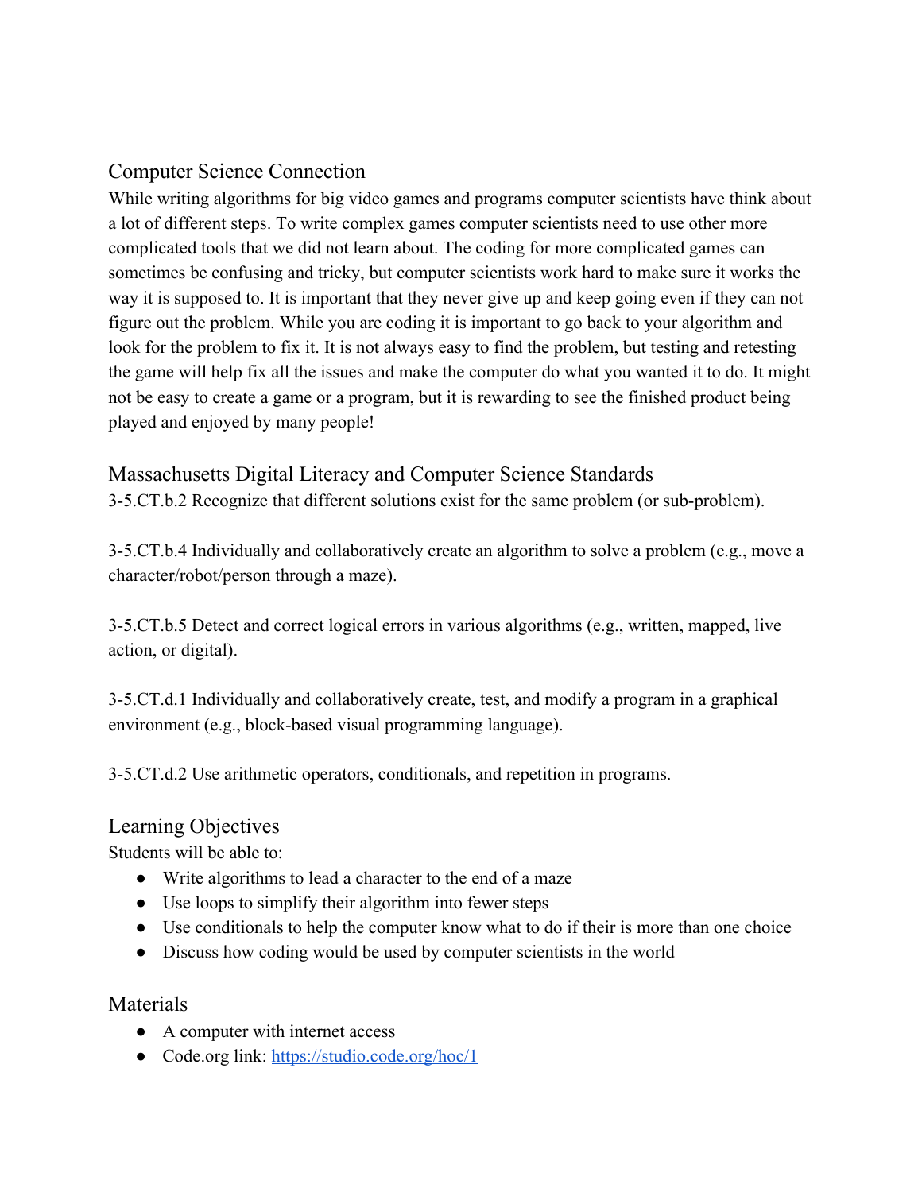## Computer Science Connection

While writing algorithms for big video games and programs computer scientists have think about a lot of different steps. To write complex games computer scientists need to use other more complicated tools that we did not learn about. The coding for more complicated games can sometimes be confusing and tricky, but computer scientists work hard to make sure it works the way it is supposed to. It is important that they never give up and keep going even if they can not figure out the problem. While you are coding it is important to go back to your algorithm and look for the problem to fix it. It is not always easy to find the problem, but testing and retesting the game will help fix all the issues and make the computer do what you wanted it to do. It might not be easy to create a game or a program, but it is rewarding to see the finished product being played and enjoyed by many people!

## Massachusetts Digital Literacy and Computer Science Standards

3-5.CT.b.2 Recognize that different solutions exist for the same problem (or sub-problem).

3-5.CT.b.4 Individually and collaboratively create an algorithm to solve a problem (e.g., move a character/robot/person through a maze).

3-5.CT.b.5 Detect and correct logical errors in various algorithms (e.g., written, mapped, live action, or digital).

3-5.CT.d.1 Individually and collaboratively create, test, and modify a program in a graphical environment (e.g., block-based visual programming language).

3-5.CT.d.2 Use arithmetic operators, conditionals, and repetition in programs.

## Learning Objectives

Students will be able to:

- Write algorithms to lead a character to the end of a maze
- Use loops to simplify their algorithm into fewer steps
- Use conditionals to help the computer know what to do if their is more than one choice
- Discuss how coding would be used by computer scientists in the world

## Materials

- A computer with internet access
- Code.org link: [https://studio.code.org/hoc/1](https://studio.code.org/hoc/1)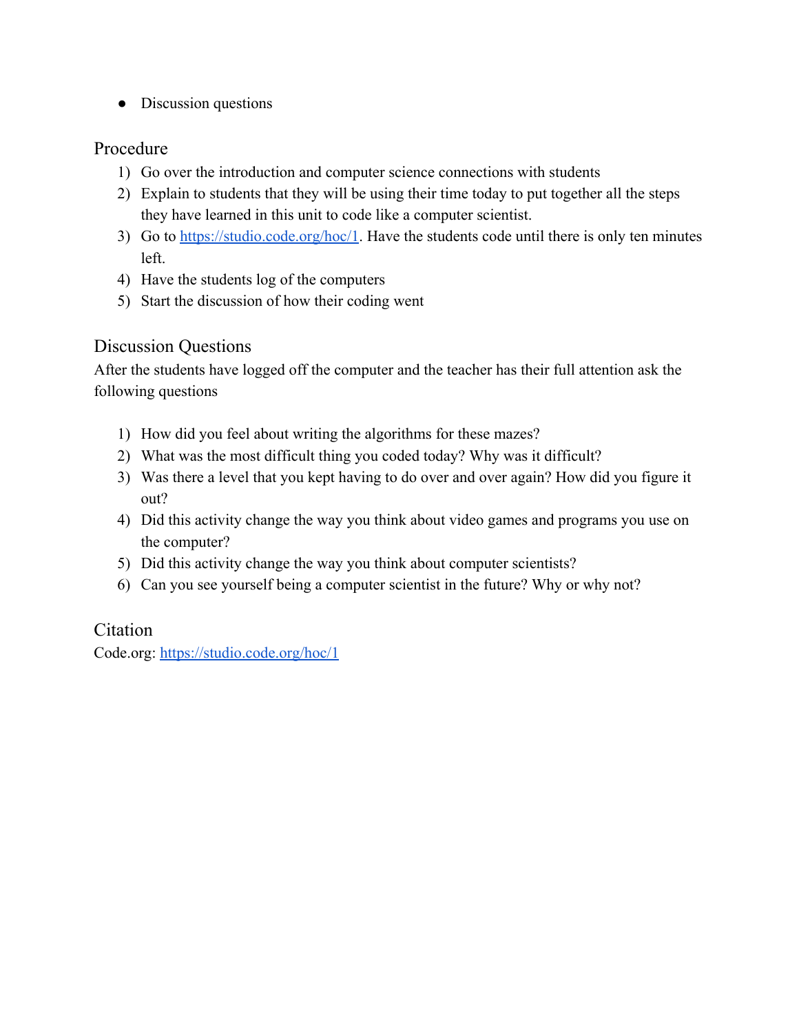- Discussion questions

## Procedure

1) Go over the introduction and computer science connections with students
2) Explain to students that they will be using their time today to put together all the steps they have learned in this unit to code like a computer scientist.
3) Go to https://studio.code.org/hoc/1. Have the students code until there is only ten minutes left.
4) Have the students log of the computers
5) Start the discussion of how their coding went

## Discussion Questions

After the students have logged off the computer and the teacher has their full attention ask the following questions

1) How did you feel about writing the algorithms for these mazes?
2) What was the most difficult thing you coded today? Why was it difficult?
3) Was there a level that you kept having to do over and over again? How did you figure it out?
4) Did this activity change the way you think about video games and programs you use on the computer?
5) Did this activity change the way you think about computer scientists?
6) Can you see yourself being a computer scientist in the future? Why or why not?

## Citation

Code.org: https://studio.code.org/hoc/1